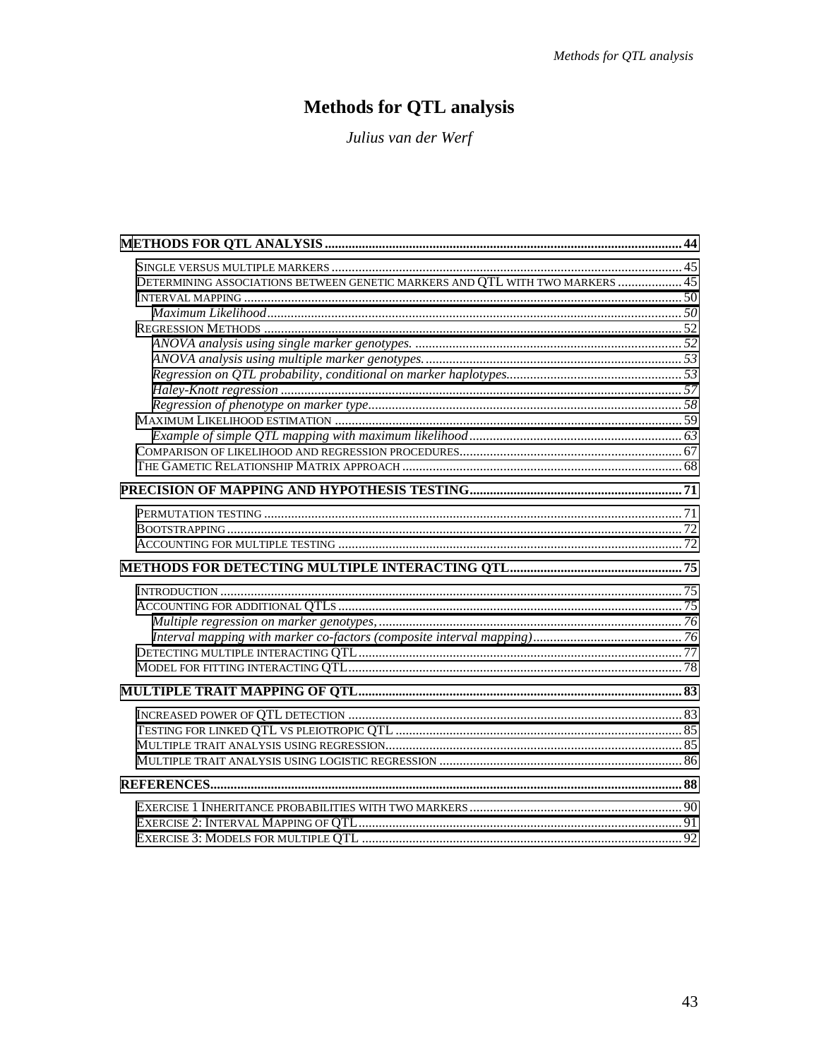# Methods for QTL analysis

*Julius van der Werf*

**METHODS FOR QTL ANALYSIS ........................................................................ 44**

- Single versus multiple markers ........................................................................ 45
- Determining associations between genetic markers and QTL with two markers .................. 45
- Interval mapping ........................................................................ 50
  - *Maximum Likelihood ........................................................................ 50*
- Regression Methods ........................................................................ 52
  - *ANOVA analysis using single marker genotypes. ........................................................................ 52*
  - *ANOVA analysis using multiple marker genotypes. ........................................................................ 53*
  - *Regression on QTL probability, conditional on marker haplotypes. ........................................................................ 53*
  - *Haley-Knott regression ........................................................................ 57*
  - *Regression of phenotype on marker type ........................................................................ 58*
- Maximum Likelihood estimation ........................................................................ 59
  - *Example of simple QTL mapping with maximum likelihood ........................................................................ 63*
- Comparison of likelihood and regression procedures ........................................................................ 67
- The Gametic Relationship Matrix approach ........................................................................ 68

**PRECISION OF MAPPING AND HYPOTHESIS TESTING ........................................................................ 71**

- Permutation testing ........................................................................ 71
- Bootstrapping ........................................................................ 72
- Accounting for multiple testing ........................................................................ 72

**METHODS FOR DETECTING MULTIPLE INTERACTING QTL ........................................................................ 75**

- Introduction ........................................................................ 75
- Accounting for additional QTLs ........................................................................ 75
  - *Multiple regression on marker genotypes, ........................................................................ 76*
  - *Interval mapping with marker co-factors (composite interval mapping) ........................................................................ 76*
- Detecting multiple interacting QTL ........................................................................ 77
- Model for fitting interacting QTL ........................................................................ 78

**MULTIPLE TRAIT MAPPING OF QTL ........................................................................ 83**

- Increased power of QTL detection ........................................................................ 83
- Testing for linked QTL vs pleiotropic QTL ........................................................................ 85
- Multiple trait analysis using regression ........................................................................ 85
- Multiple trait analysis using logistic regression ........................................................................ 86

**REFERENCES ........................................................................ 88**

- Exercise 1 Inheritance probabilities with two markers ........................................................................ 90
- Exercise 2: Interval Mapping of QTL ........................................................................ 91
- Exercise 3: Models for multiple QTL ........................................................................ 92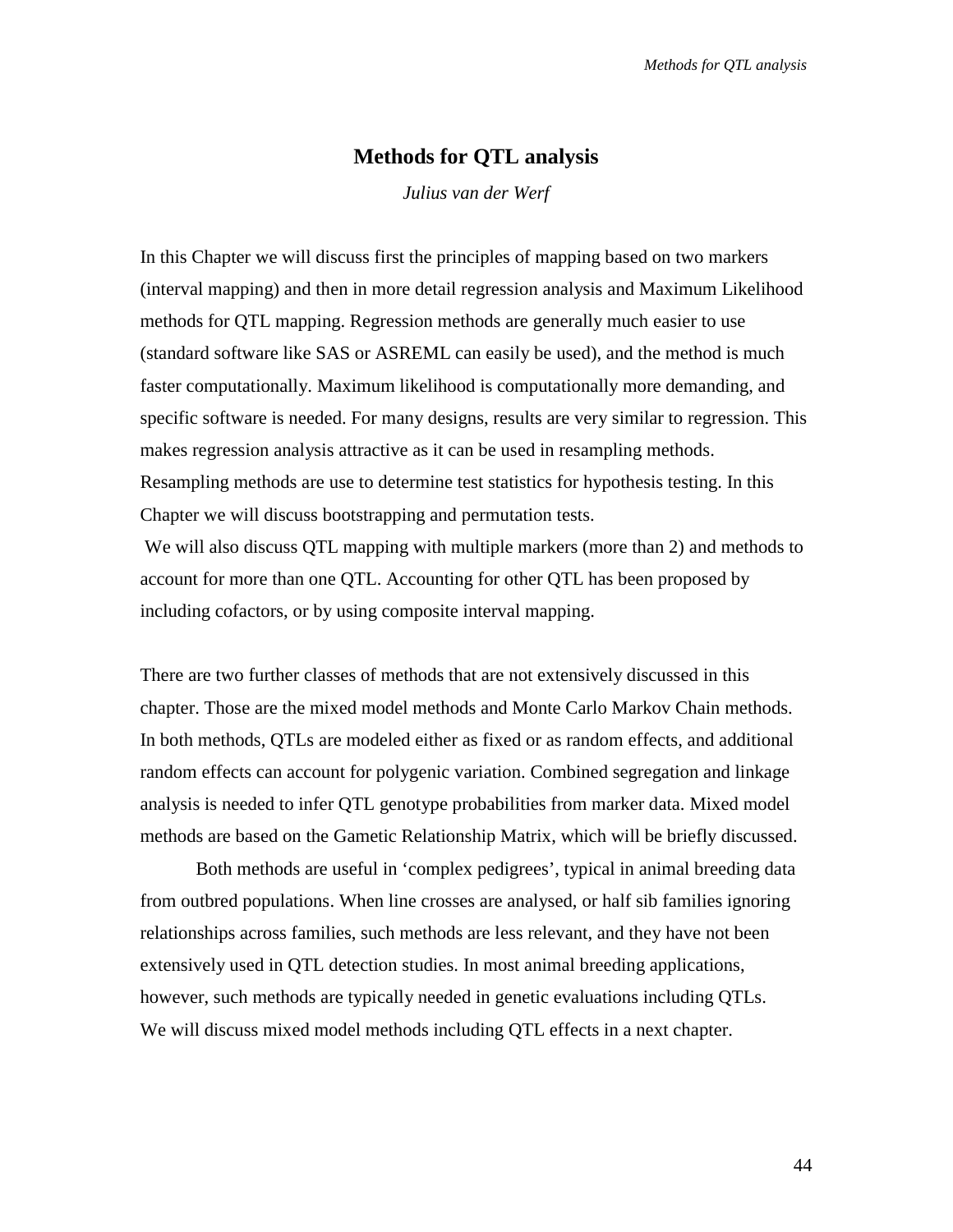# Methods for QTL analysis

*Julius van der Werf*

In this Chapter we will discuss first the principles of mapping based on two markers (interval mapping) and then in more detail regression analysis and Maximum Likelihood methods for QTL mapping. Regression methods are generally much easier to use (standard software like SAS or ASREML can easily be used), and the method is much faster computationally. Maximum likelihood is computationally more demanding, and specific software is needed. For many designs, results are very similar to regression. This makes regression analysis attractive as it can be used in resampling methods. Resampling methods are use to determine test statistics for hypothesis testing. In this Chapter we will discuss bootstrapping and permutation tests.

We will also discuss QTL mapping with multiple markers (more than 2) and methods to account for more than one QTL. Accounting for other QTL has been proposed by including cofactors, or by using composite interval mapping.

There are two further classes of methods that are not extensively discussed in this chapter. Those are the mixed model methods and Monte Carlo Markov Chain methods. In both methods, QTLs are modeled either as fixed or as random effects, and additional random effects can account for polygenic variation. Combined segregation and linkage analysis is needed to infer QTL genotype probabilities from marker data. Mixed model methods are based on the Gametic Relationship Matrix, which will be briefly discussed.

Both methods are useful in 'complex pedigrees', typical in animal breeding data from outbred populations. When line crosses are analysed, or half sib families ignoring relationships across families, such methods are less relevant, and they have not been extensively used in QTL detection studies. In most animal breeding applications, however, such methods are typically needed in genetic evaluations including QTLs. We will discuss mixed model methods including QTL effects in a next chapter.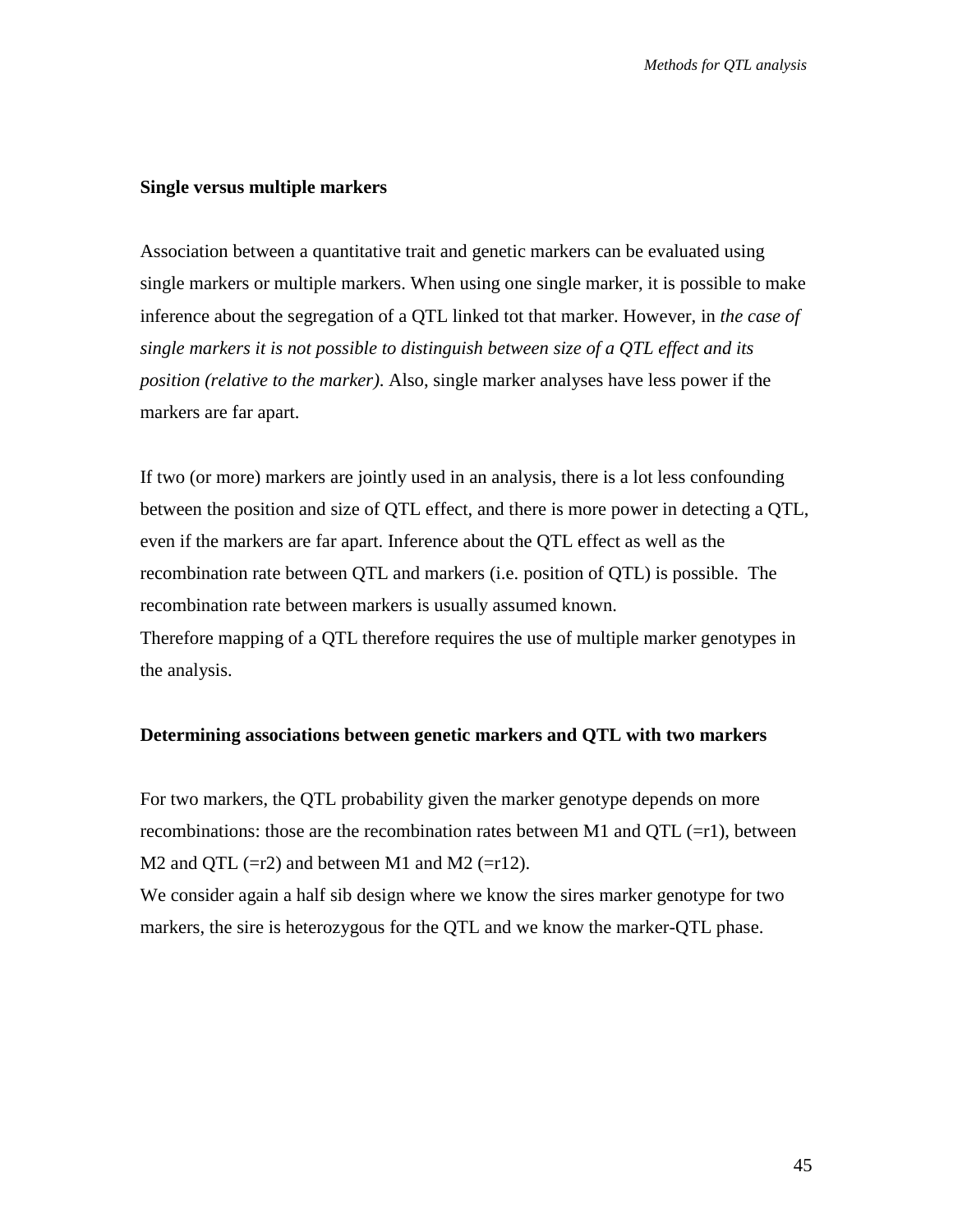### Single versus multiple markers

Association between a quantitative trait and genetic markers can be evaluated using single markers or multiple markers. When using one single marker, it is possible to make inference about the segregation of a QTL linked tot that marker. However, in *the case of single markers it is not possible to distinguish between size of a QTL effect and its position (relative to the marker)*. Also, single marker analyses have less power if the markers are far apart.

If two (or more) markers are jointly used in an analysis, there is a lot less confounding between the position and size of QTL effect, and there is more power in detecting a QTL, even if the markers are far apart. Inference about the QTL effect as well as the recombination rate between QTL and markers (i.e. position of QTL) is possible. The recombination rate between markers is usually assumed known.
Therefore mapping of a QTL therefore requires the use of multiple marker genotypes in the analysis.

### Determining associations between genetic markers and QTL with two markers

For two markers, the QTL probability given the marker genotype depends on more recombinations: those are the recombination rates between M1 and QTL (=r1), between M2 and QTL (=r2) and between M1 and M2 (=r12).
We consider again a half sib design where we know the sires marker genotype for two markers, the sire is heterozygous for the QTL and we know the marker-QTL phase.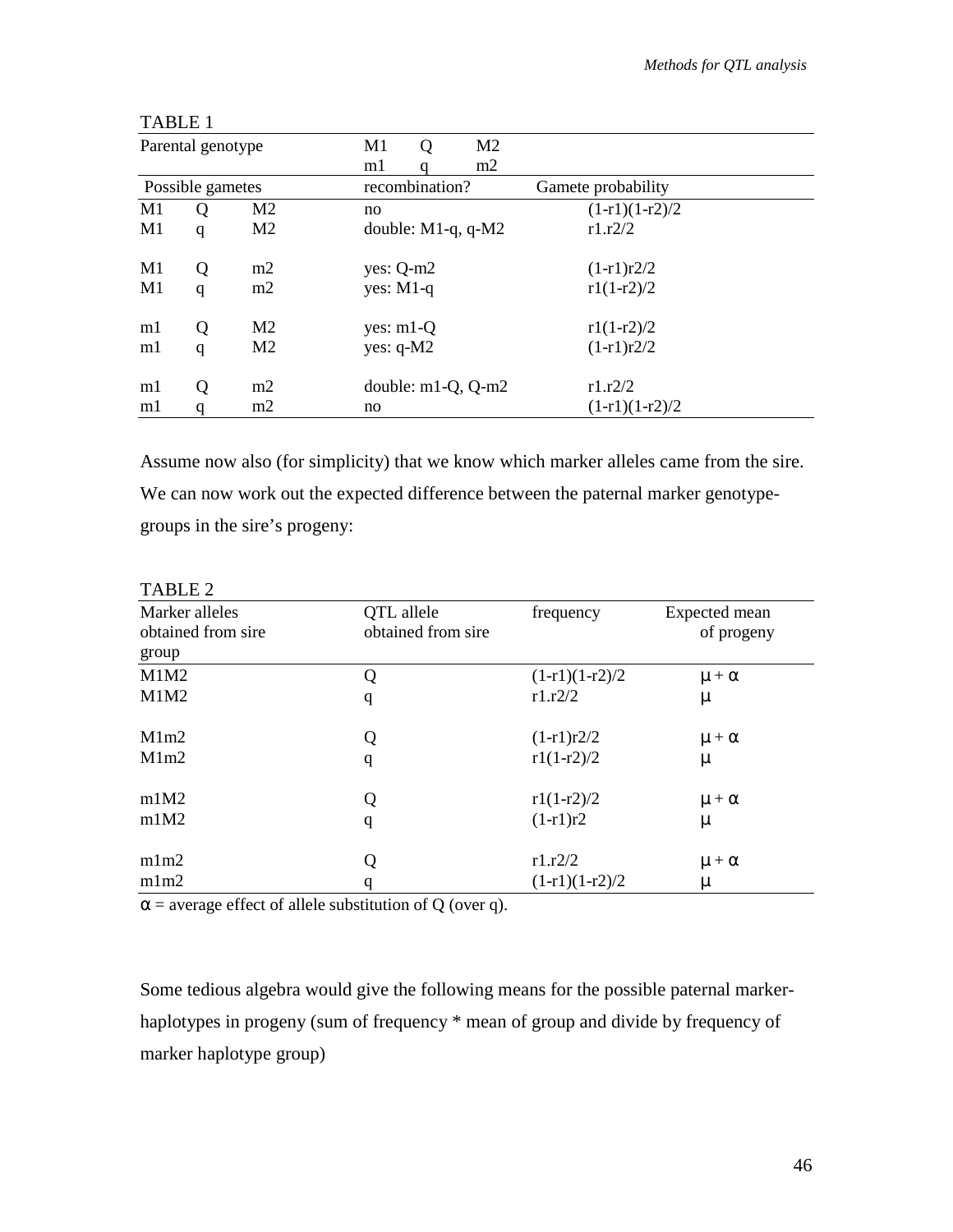TABLE 1

| Parental genotype | | | M1 Q M2 / m1 q m2 | |
|---|---|---|---|---|
| **Possible gametes** | | | **recombination?** | **Gamete probability** |
| M1 | Q | M2 | no | (1-r1)(1-r2)/2 |
| M1 | q | M2 | double: M1-q, q-M2 | r1.r2/2 |
| M1 | Q | m2 | yes: Q-m2 | (1-r1)r2/2 |
| M1 | q | m2 | yes: M1-q | r1(1-r2)/2 |
| m1 | Q | M2 | yes: m1-Q | r1(1-r2)/2 |
| m1 | q | M2 | yes: q-M2 | (1-r1)r2/2 |
| m1 | Q | m2 | double: m1-Q, Q-m2 | r1.r2/2 |
| m1 | q | m2 | no | (1-r1)(1-r2)/2 |

Assume now also (for simplicity) that we know which marker alleles came from the sire. We can now work out the expected difference between the paternal marker genotype-groups in the sire's progeny:

TABLE 2

| Marker alleles obtained from sire group | QTL allele obtained from sire | frequency | Expected mean of progeny |
|---|---|---|---|
| M1M2 | Q | (1-r1)(1-r2)/2 | $\mu + \alpha$ |
| M1M2 | q | r1.r2/2 | $\mu$ |
| M1m2 | Q | (1-r1)r2/2 | $\mu + \alpha$ |
| M1m2 | q | r1(1-r2)/2 | $\mu$ |
| m1M2 | Q | r1(1-r2)/2 | $\mu + \alpha$ |
| m1M2 | q | (1-r1)r2 | $\mu$ |
| m1m2 | Q | r1.r2/2 | $\mu + \alpha$ |
| m1m2 | q | (1-r1)(1-r2)/2 | $\mu$ |

$\alpha$ = average effect of allele substitution of Q (over q).

Some tedious algebra would give the following means for the possible paternal marker-haplotypes in progeny (sum of frequency * mean of group and divide by frequency of marker haplotype group)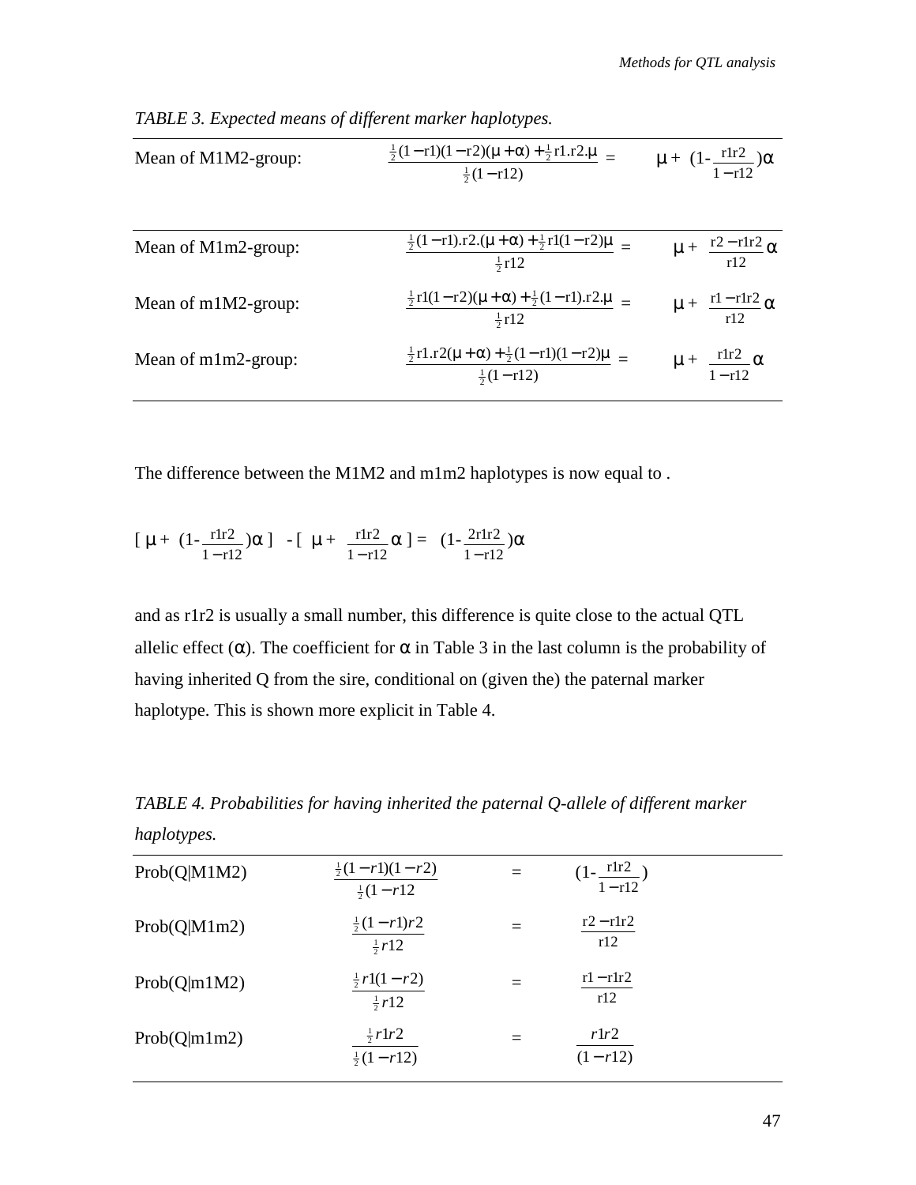*TABLE 3. Expected means of different marker haplotypes.*

| | | |
|---|---|---|
| Mean of M1M2-group: | $\frac{\frac{1}{2}(1-r1)(1-r2)(\mu+\alpha)+\frac{1}{2}r1.r2.\mu}{\frac{1}{2}(1-r12)}$ = | $\mu + (1-\frac{r1r2}{1-r12})\alpha$ |
| Mean of M1m2-group: | $\frac{\frac{1}{2}(1-r1).r2.(\mu+\alpha)+\frac{1}{2}r1(1-r2)\mu}{\frac{1}{2}r12}$ = | $\mu + \frac{r2-r1r2}{r12}\alpha$ |
| Mean of m1M2-group: | $\frac{\frac{1}{2}r1(1-r2)(\mu+\alpha)+\frac{1}{2}(1-r1).r2.\mu}{\frac{1}{2}r12}$ = | $\mu + \frac{r1-r1r2}{r12}\alpha$ |
| Mean of m1m2-group: | $\frac{\frac{1}{2}r1.r2(\mu+\alpha)+\frac{1}{2}(1-r1)(1-r2)\mu}{\frac{1}{2}(1-r12)}$ = | $\mu + \frac{r1r2}{1-r12}\alpha$ |

The difference between the M1M2 and m1m2 haplotypes is now equal to .

$$[\ \mu + (1-\frac{r1r2}{1-r12})\alpha\ ]\ -[\ \mu + \frac{r1r2}{1-r12}\alpha\ ] = (1-\frac{2r1r2}{1-r12})\alpha$$

and as r1r2 is usually a small number, this difference is quite close to the actual QTL allelic effect ($\alpha$). The coefficient for $\alpha$ in Table 3 in the last column is the probability of having inherited Q from the sire, conditional on (given the) the paternal marker haplotype. This is shown more explicit in Table 4.

*TABLE 4. Probabilities for having inherited the paternal Q-allele of different marker haplotypes.*

| | | | |
|---|---|---|---|
| Prob(Q\|M1M2) | $\frac{\frac{1}{2}(1-r1)(1-r2)}{\frac{1}{2}(1-r12}$ | = | $(1-\frac{r1r2}{1-r12})$ |
| Prob(Q\|M1m2) | $\frac{\frac{1}{2}(1-r1)r2}{\frac{1}{2}r12}$ | = | $\frac{r2-r1r2}{r12}$ |
| Prob(Q\|m1M2) | $\frac{\frac{1}{2}r1(1-r2)}{\frac{1}{2}r12}$ | = | $\frac{r1-r1r2}{r12}$ |
| Prob(Q\|m1m2) | $\frac{\frac{1}{2}r1r2}{\frac{1}{2}(1-r12)}$ | = | $\frac{r1r2}{(1-r12)}$ |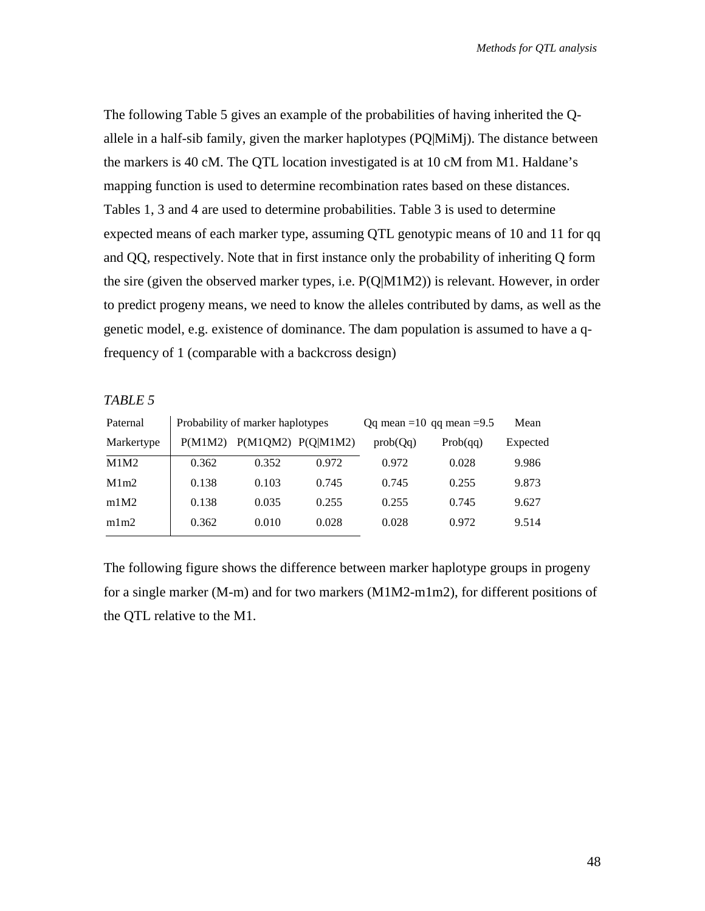The following Table 5 gives an example of the probabilities of having inherited the Q-allele in a half-sib family, given the marker haplotypes (PQ|MiMj). The distance between the markers is 40 cM. The QTL location investigated is at 10 cM from M1. Haldane's mapping function is used to determine recombination rates based on these distances. Tables 1, 3 and 4 are used to determine probabilities. Table 3 is used to determine expected means of each marker type, assuming QTL genotypic means of 10 and 11 for qq and QQ, respectively. Note that in first instance only the probability of inheriting Q form the sire (given the observed marker types, i.e. P(Q|M1M2)) is relevant. However, in order to predict progeny means, we need to know the alleles contributed by dams, as well as the genetic model, e.g. existence of dominance. The dam population is assumed to have a q-frequency of 1 (comparable with a backcross design)

*TABLE 5*

| Paternal | Probability of marker haplotypes | | | Qq mean =10 | qq mean =9.5 | Mean |
|---|---|---|---|---|---|---|
| Markertype | P(M1M2) | P(M1QM2) | P(Q\|M1M2) | prob(Qq) | Prob(qq) | Expected |
| M1M2 | 0.362 | 0.352 | 0.972 | 0.972 | 0.028 | 9.986 |
| M1m2 | 0.138 | 0.103 | 0.745 | 0.745 | 0.255 | 9.873 |
| m1M2 | 0.138 | 0.035 | 0.255 | 0.255 | 0.745 | 9.627 |
| m1m2 | 0.362 | 0.010 | 0.028 | 0.028 | 0.972 | 9.514 |

The following figure shows the difference between marker haplotype groups in progeny for a single marker (M-m) and for two markers (M1M2-m1m2), for different positions of the QTL relative to the M1.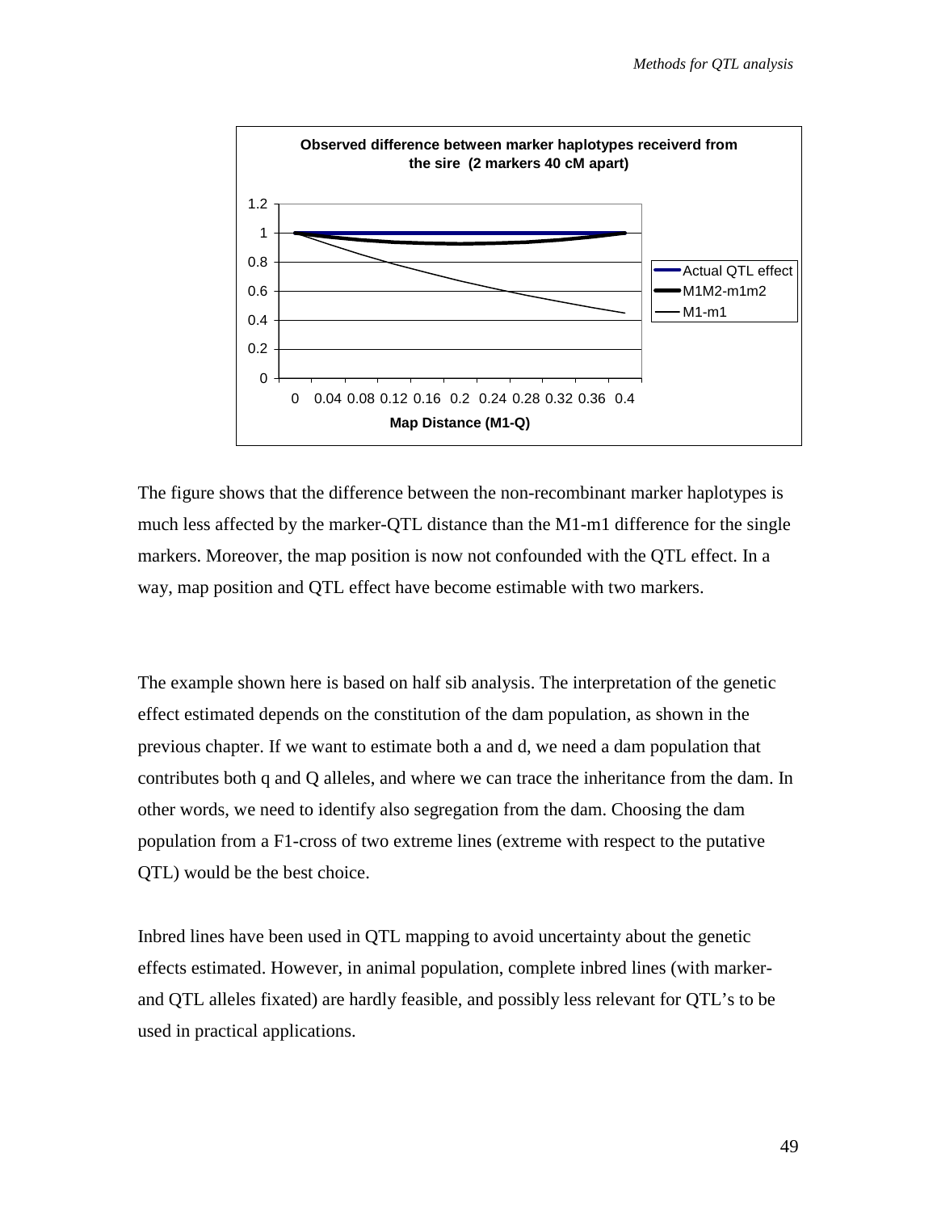**Observed difference between marker haplotypes receiverd from the sire (2 markers 40 cM apart)**

The figure shows that the difference between the non-recombinant marker haplotypes is much less affected by the marker-QTL distance than the M1-m1 difference for the single markers. Moreover, the map position is now not confounded with the QTL effect. In a way, map position and QTL effect have become estimable with two markers.

The example shown here is based on half sib analysis. The interpretation of the genetic effect estimated depends on the constitution of the dam population, as shown in the previous chapter. If we want to estimate both a and d, we need a dam population that contributes both q and Q alleles, and where we can trace the inheritance from the dam. In other words, we need to identify also segregation from the dam. Choosing the dam population from a F1-cross of two extreme lines (extreme with respect to the putative QTL) would be the best choice.

Inbred lines have been used in QTL mapping to avoid uncertainty about the genetic effects estimated. However, in animal population, complete inbred lines (with marker- and QTL alleles fixated) are hardly feasible, and possibly less relevant for QTL's to be used in practical applications.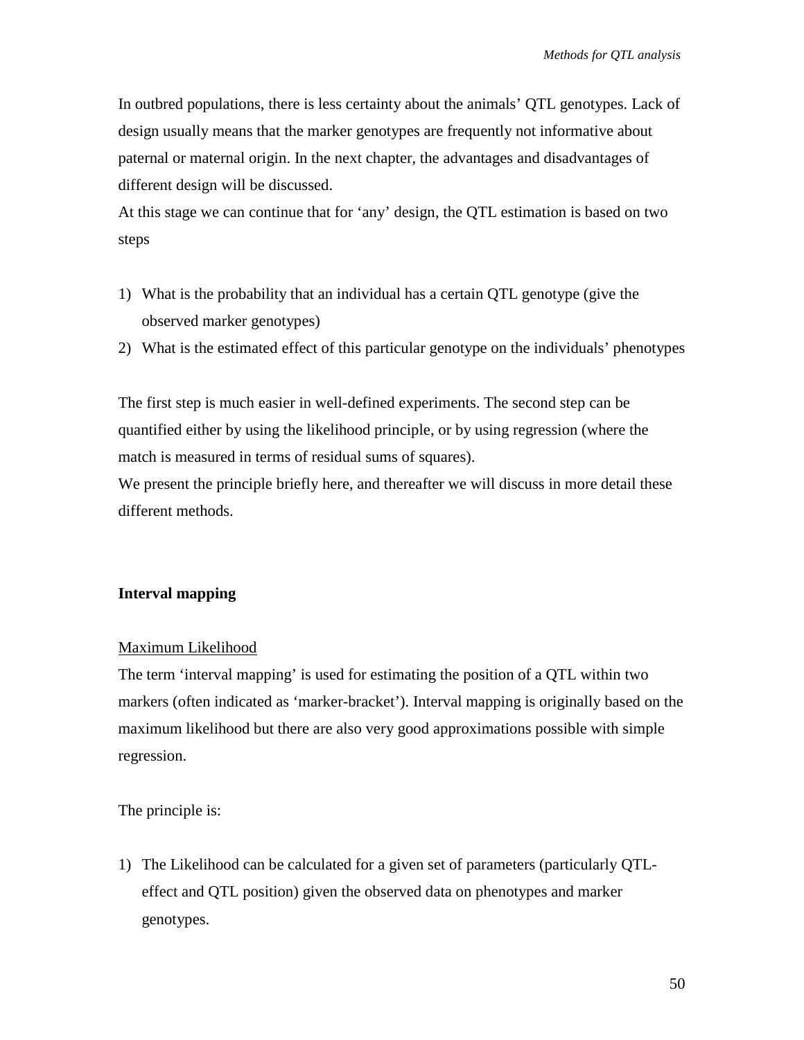In outbred populations, there is less certainty about the animals' QTL genotypes. Lack of design usually means that the marker genotypes are frequently not informative about paternal or maternal origin. In the next chapter, the advantages and disadvantages of different design will be discussed.
At this stage we can continue that for 'any' design, the QTL estimation is based on two steps

1) What is the probability that an individual has a certain QTL genotype (give the observed marker genotypes)
2) What is the estimated effect of this particular genotype on the individuals' phenotypes

The first step is much easier in well-defined experiments. The second step can be quantified either by using the likelihood principle, or by using regression (where the match is measured in terms of residual sums of squares).
We present the principle briefly here, and thereafter we will discuss in more detail these different methods.

## Interval mapping

### Maximum Likelihood

The term 'interval mapping' is used for estimating the position of a QTL within two markers (often indicated as 'marker-bracket'). Interval mapping is originally based on the maximum likelihood but there are also very good approximations possible with simple regression.

The principle is:

1) The Likelihood can be calculated for a given set of parameters (particularly QTL-effect and QTL position) given the observed data on phenotypes and marker genotypes.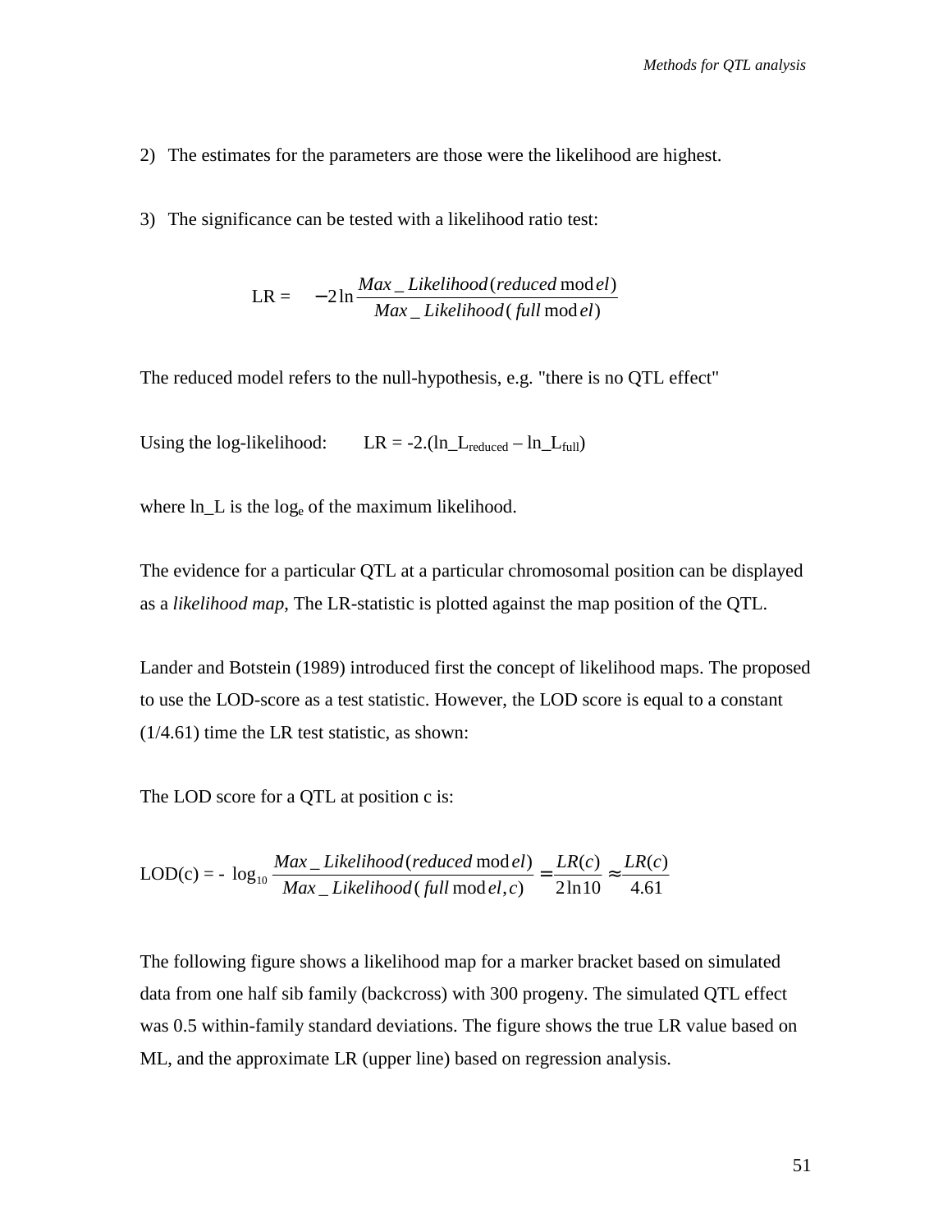2) The estimates for the parameters are those were the likelihood are highest.

3) The significance can be tested with a likelihood ratio test:

$$\text{LR} = \quad -2\ln \frac{Max\_Likelihood(reduced\ model)}{Max\_Likelihood(full\ model)}$$

The reduced model refers to the null-hypothesis, e.g. "there is no QTL effect"

Using the log-likelihood: $\quad \text{LR} = -2.(\text{ln\_L}_{\text{reduced}} - \text{ln\_L}_{\text{full}})$

where ln_L is the $\log_e$ of the maximum likelihood.

The evidence for a particular QTL at a particular chromosomal position can be displayed as a *likelihood map*, The LR-statistic is plotted against the map position of the QTL.

Lander and Botstein (1989) introduced first the concept of likelihood maps. The proposed to use the LOD-score as a test statistic. However, the LOD score is equal to a constant (1/4.61) time the LR test statistic, as shown:

The LOD score for a QTL at position c is:

$$\text{LOD(c)} = -\ \log_{10} \frac{Max\_Likelihood(reduced\ model)}{Max\_Likelihood(full\ model, c)} = \frac{LR(c)}{2\ln 10} \approx \frac{LR(c)}{4.61}$$

The following figure shows a likelihood map for a marker bracket based on simulated data from one half sib family (backcross) with 300 progeny. The simulated QTL effect was 0.5 within-family standard deviations. The figure shows the true LR value based on ML, and the approximate LR (upper line) based on regression analysis.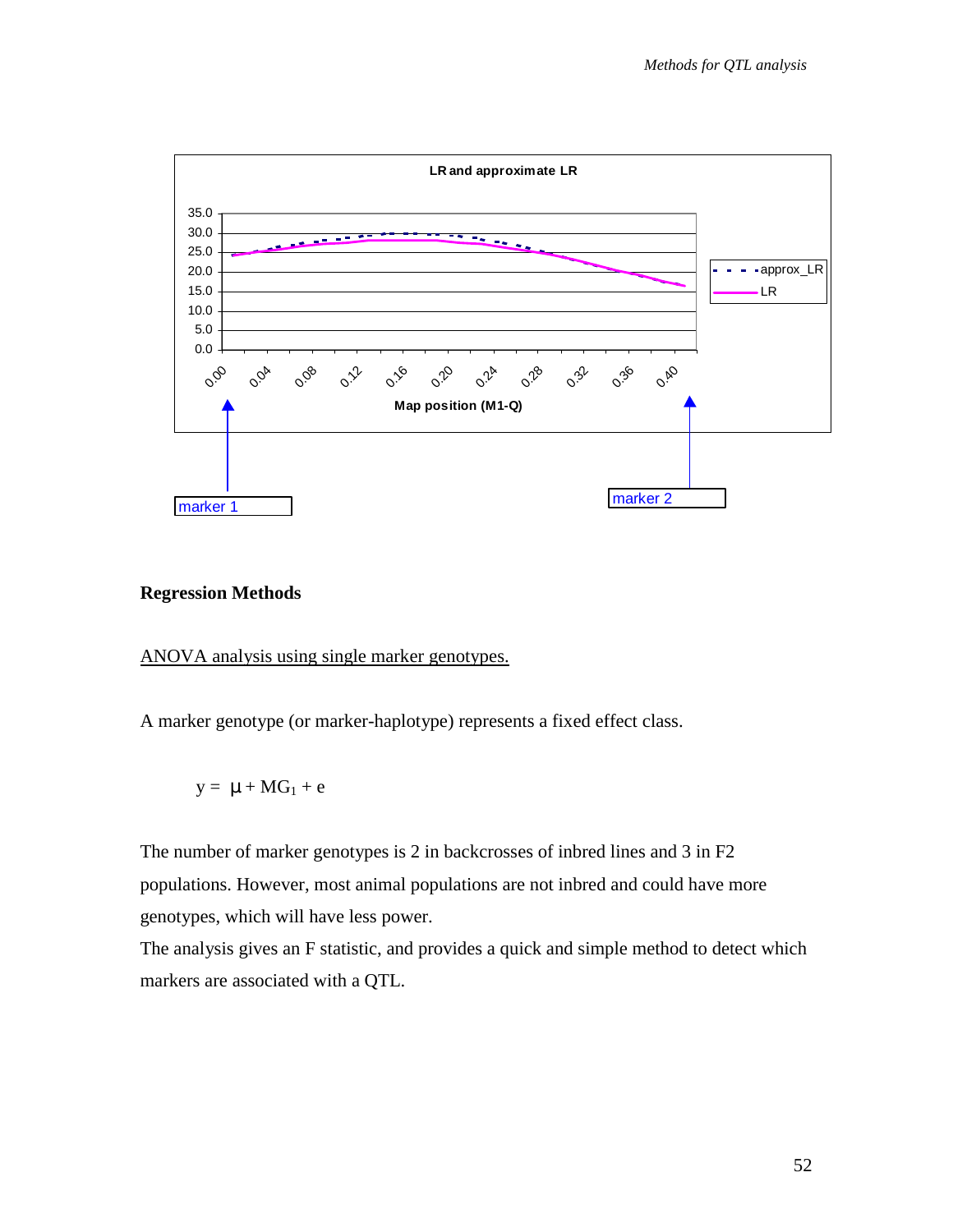## Regression Methods

ANOVA analysis using single marker genotypes.

A marker genotype (or marker-haplotype) represents a fixed effect class.

$$y = \mu + MG_1 + e$$

The number of marker genotypes is 2 in backcrosses of inbred lines and 3 in F2 populations. However, most animal populations are not inbred and could have more genotypes, which will have less power.

The analysis gives an F statistic, and provides a quick and simple method to detect which markers are associated with a QTL.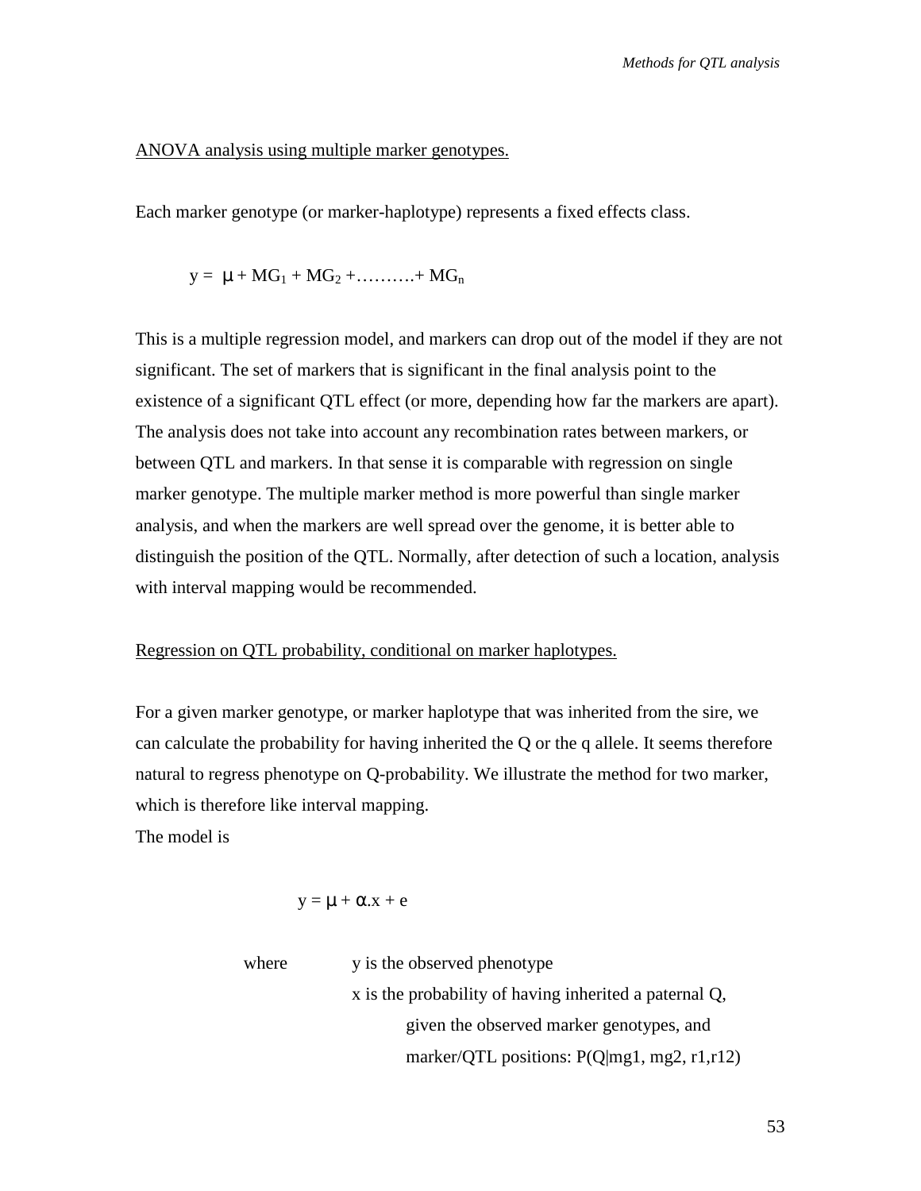ANOVA analysis using multiple marker genotypes.

Each marker genotype (or marker-haplotype) represents a fixed effects class.

$$y = \mu + MG_1 + MG_2 + \ldots\ldots\ldots + MG_n$$

This is a multiple regression model, and markers can drop out of the model if they are not significant. The set of markers that is significant in the final analysis point to the existence of a significant QTL effect (or more, depending how far the markers are apart). The analysis does not take into account any recombination rates between markers, or between QTL and markers. In that sense it is comparable with regression on single marker genotype. The multiple marker method is more powerful than single marker analysis, and when the markers are well spread over the genome, it is better able to distinguish the position of the QTL. Normally, after detection of such a location, analysis with interval mapping would be recommended.

Regression on QTL probability, conditional on marker haplotypes.

For a given marker genotype, or marker haplotype that was inherited from the sire, we can calculate the probability for having inherited the Q or the q allele. It seems therefore natural to regress phenotype on Q-probability. We illustrate the method for two marker, which is therefore like interval mapping.

The model is

$$y = \mu + \alpha . x + e$$

where y is the observed phenotype

x is the probability of having inherited a paternal Q, given the observed marker genotypes, and marker/QTL positions: P(Q|mg1, mg2, r1,r12)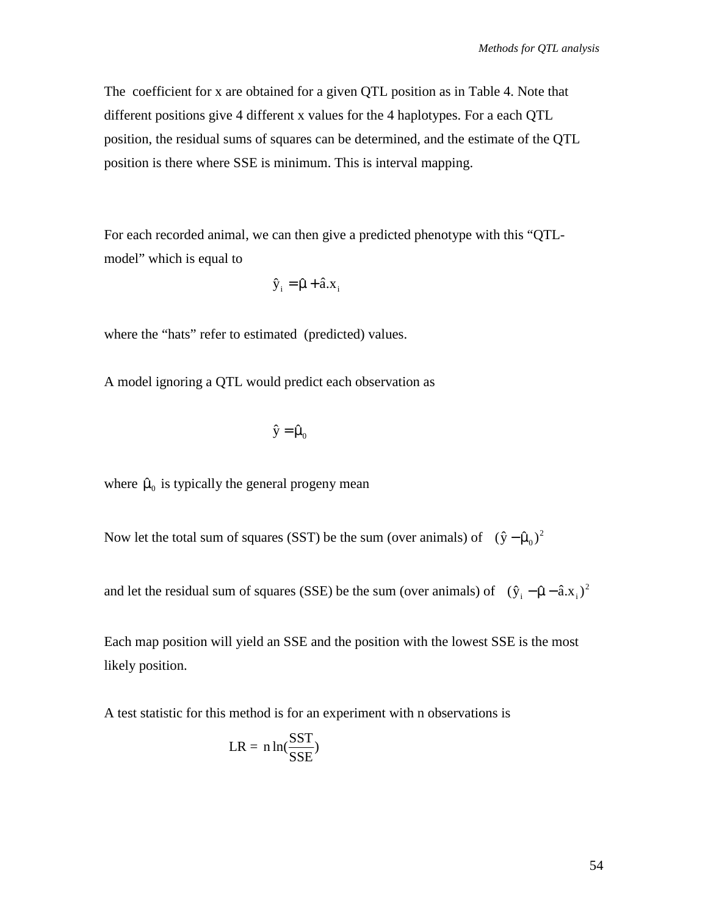The coefficient for x are obtained for a given QTL position as in Table 4. Note that different positions give 4 different x values for the 4 haplotypes. For a each QTL position, the residual sums of squares can be determined, and the estimate of the QTL position is there where SSE is minimum. This is interval mapping.

For each recorded animal, we can then give a predicted phenotype with this "QTL-model" which is equal to

$$\hat{y}_i = \hat{\mu} + \hat{a}.x_i$$

where the "hats" refer to estimated (predicted) values.

A model ignoring a QTL would predict each observation as

$$\hat{y} = \hat{\mu}_0$$

where $\hat{\mu}_0$ is typically the general progeny mean

Now let the total sum of squares (SST) be the sum (over animals) of $(\hat{y} - \hat{\mu}_0)^2$

and let the residual sum of squares (SSE) be the sum (over animals) of $(\hat{y}_i - \hat{\mu} - \hat{a}.x_i)^2$

Each map position will yield an SSE and the position with the lowest SSE is the most likely position.

A test statistic for this method is for an experiment with n observations is

$$\text{LR} = n \ln(\frac{\text{SST}}{\text{SSE}})$$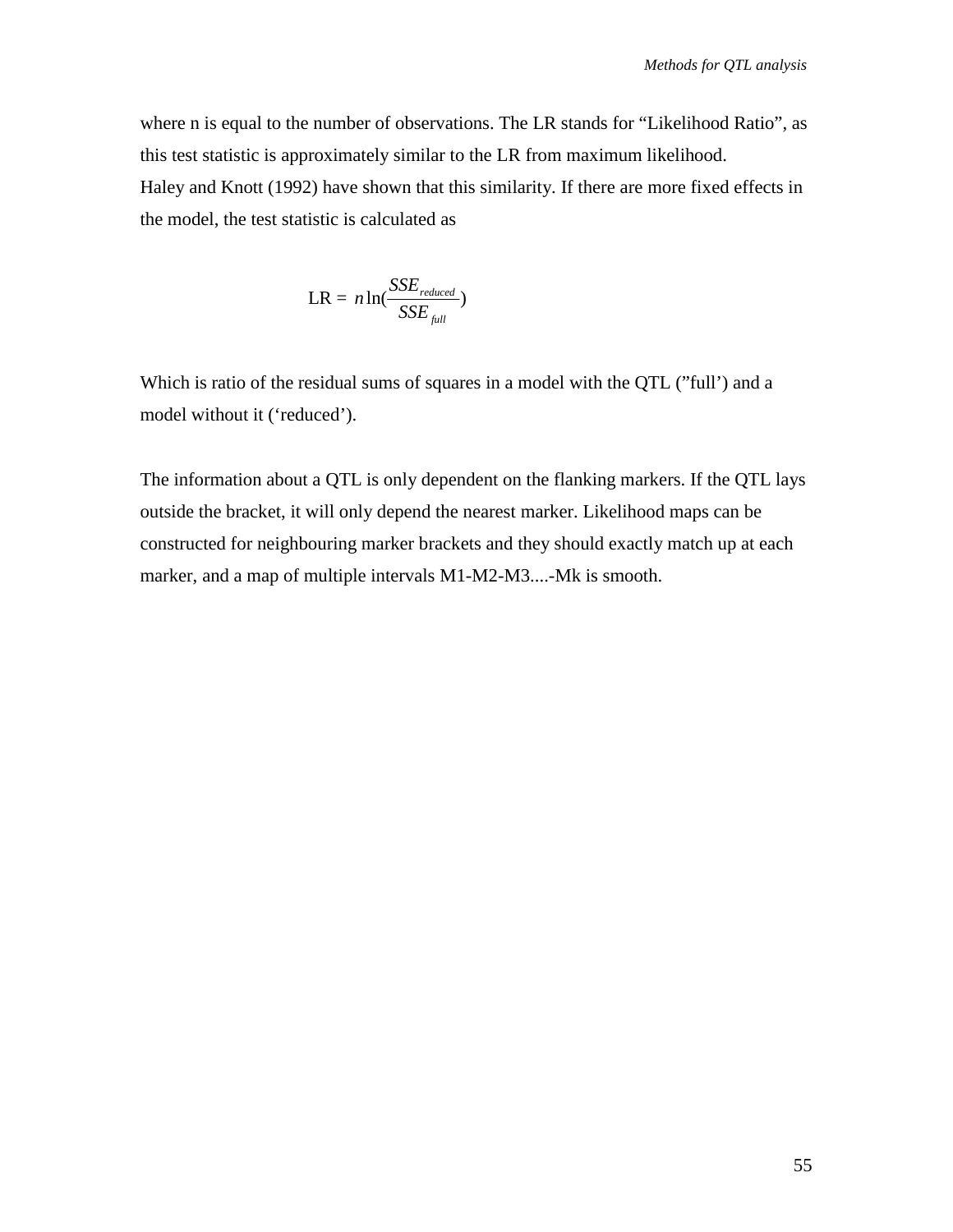where n is equal to the number of observations. The LR stands for “Likelihood Ratio”, as this test statistic is approximately similar to the LR from maximum likelihood.
Haley and Knott (1992) have shown that this similarity. If there are more fixed effects in the model, the test statistic is calculated as

$$\text{LR} = n \ln\left(\frac{SSE_{reduced}}{SSE_{full}}\right)$$

Which is ratio of the residual sums of squares in a model with the QTL (”full’) and a model without it (‘reduced’).

The information about a QTL is only dependent on the flanking markers. If the QTL lays outside the bracket, it will only depend the nearest marker. Likelihood maps can be constructed for neighbouring marker brackets and they should exactly match up at each marker, and a map of multiple intervals M1-M2-M3....-Mk is smooth.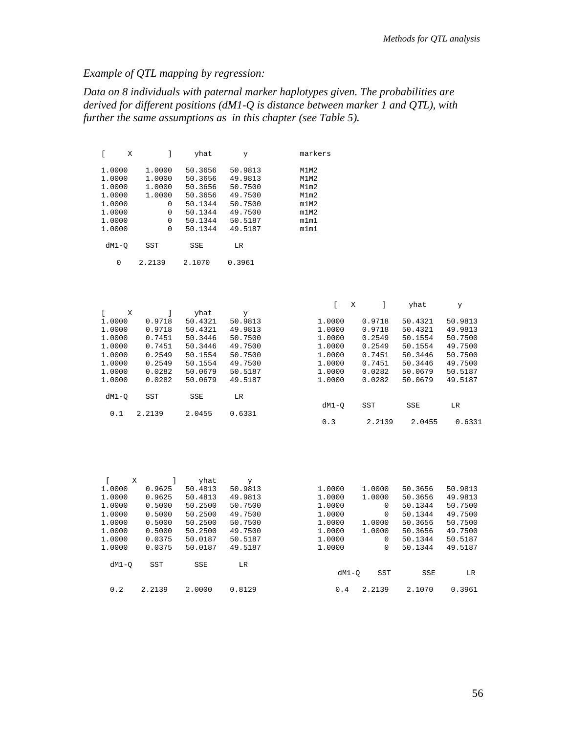*Example of QTL mapping by regression:*

*Data on 8 individuals with paternal marker haplotypes given. The probabilities are derived for different positions (dM1-Q is distance between marker 1 and QTL), with further the same assumptions as in this chapter (see Table 5).*

| [ X | ] | yhat | y | markers |
|---|---|---|---|---|
| 1.0000 | 1.0000 | 50.3656 | 50.9813 | M1M2 |
| 1.0000 | 1.0000 | 50.3656 | 49.9813 | M1M2 |
| 1.0000 | 1.0000 | 50.3656 | 50.7500 | M1m2 |
| 1.0000 | 1.0000 | 50.3656 | 49.7500 | M1m2 |
| 1.0000 | 0 | 50.1344 | 50.7500 | m1M2 |
| 1.0000 | 0 | 50.1344 | 49.7500 | m1M2 |
| 1.0000 | 0 | 50.1344 | 50.5187 | m1m1 |
| 1.0000 | 0 | 50.1344 | 49.5187 | m1m1 |

| dM1-Q | SST | SSE | LR |
|---|---|---|---|
| 0 | 2.2139 | 2.1070 | 0.3961 |

| [ X | ] | yhat | y |
|---|---|---|---|
| 1.0000 | 0.9718 | 50.4321 | 50.9813 |
| 1.0000 | 0.9718 | 50.4321 | 49.9813 |
| 1.0000 | 0.7451 | 50.3446 | 50.7500 |
| 1.0000 | 0.7451 | 50.3446 | 49.7500 |
| 1.0000 | 0.2549 | 50.1554 | 50.7500 |
| 1.0000 | 0.2549 | 50.1554 | 49.7500 |
| 1.0000 | 0.0282 | 50.0679 | 50.5187 |
| 1.0000 | 0.0282 | 50.0679 | 49.5187 |

| dM1-Q | SST | SSE | LR |
|---|---|---|---|
| 0.1 | 2.2139 | 2.0455 | 0.6331 |

| [ X | ] | yhat | y |
|---|---|---|---|
| 1.0000 | 0.9718 | 50.4321 | 50.9813 |
| 1.0000 | 0.9718 | 50.4321 | 49.9813 |
| 1.0000 | 0.2549 | 50.1554 | 50.7500 |
| 1.0000 | 0.2549 | 50.1554 | 49.7500 |
| 1.0000 | 0.7451 | 50.3446 | 50.7500 |
| 1.0000 | 0.7451 | 50.3446 | 49.7500 |
| 1.0000 | 0.0282 | 50.0679 | 50.5187 |
| 1.0000 | 0.0282 | 50.0679 | 49.5187 |

| dM1-Q | SST | SSE | LR |
|---|---|---|---|
| 0.3 | 2.2139 | 2.0455 | 0.6331 |

| [ X | ] | yhat | y |
|---|---|---|---|
| 1.0000 | 0.9625 | 50.4813 | 50.9813 |
| 1.0000 | 0.9625 | 50.4813 | 49.9813 |
| 1.0000 | 0.5000 | 50.2500 | 50.7500 |
| 1.0000 | 0.5000 | 50.2500 | 49.7500 |
| 1.0000 | 0.5000 | 50.2500 | 50.7500 |
| 1.0000 | 0.5000 | 50.2500 | 49.7500 |
| 1.0000 | 0.0375 | 50.0187 | 50.5187 |
| 1.0000 | 0.0375 | 50.0187 | 49.5187 |

| dM1-Q | SST | SSE | LR |
|---|---|---|---|
| 0.2 | 2.2139 | 2.0000 | 0.8129 |

| | | | |
|---|---|---|---|
| 1.0000 | 1.0000 | 50.3656 | 50.9813 |
| 1.0000 | 1.0000 | 50.3656 | 49.9813 |
| 1.0000 | 0 | 50.1344 | 50.7500 |
| 1.0000 | 0 | 50.1344 | 49.7500 |
| 1.0000 | 1.0000 | 50.3656 | 50.7500 |
| 1.0000 | 1.0000 | 50.3656 | 49.7500 |
| 1.0000 | 0 | 50.1344 | 50.5187 |
| 1.0000 | 0 | 50.1344 | 49.5187 |

| dM1-Q | SST | SSE | LR |
|---|---|---|---|
| 0.4 | 2.2139 | 2.1070 | 0.3961 |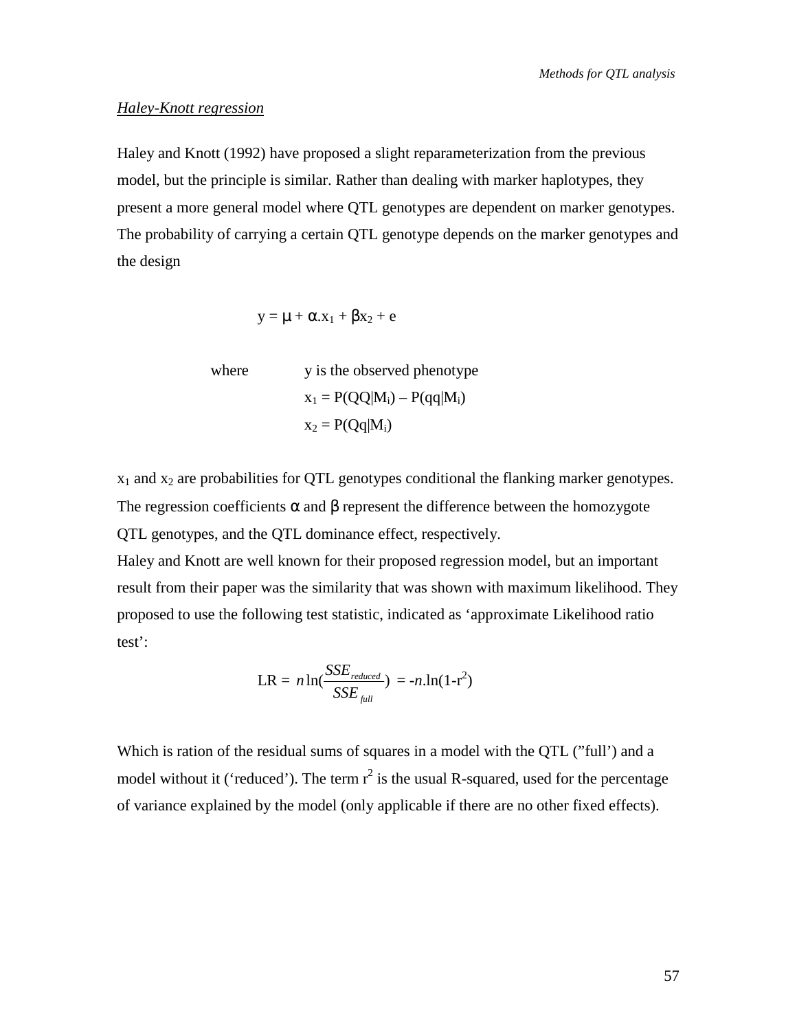*Haley-Knott regression*

Haley and Knott (1992) have proposed a slight reparameterization from the previous model, but the principle is similar. Rather than dealing with marker haplotypes, they present a more general model where QTL genotypes are dependent on marker genotypes. The probability of carrying a certain QTL genotype depends on the marker genotypes and the design

$$y = \mu + \alpha . x_1 + \beta x_2 + e$$

where $y$ is the observed phenotype

$x_1 = P(QQ|M_i) - P(qq|M_i)$

$x_2 = P(Qq|M_i)$

$x_1$ and $x_2$ are probabilities for QTL genotypes conditional the flanking marker genotypes. The regression coefficients $\alpha$ and $\beta$ represent the difference between the homozygote QTL genotypes, and the QTL dominance effect, respectively.

Haley and Knott are well known for their proposed regression model, but an important result from their paper was the similarity that was shown with maximum likelihood. They proposed to use the following test statistic, indicated as 'approximate Likelihood ratio test':

$$LR = n \ln\left(\frac{SSE_{reduced}}{SSE_{full}}\right) = -n.\ln(1-r^2)$$

Which is ration of the residual sums of squares in a model with the QTL ("full') and a model without it ('reduced'). The term $r^2$ is the usual R-squared, used for the percentage of variance explained by the model (only applicable if there are no other fixed effects).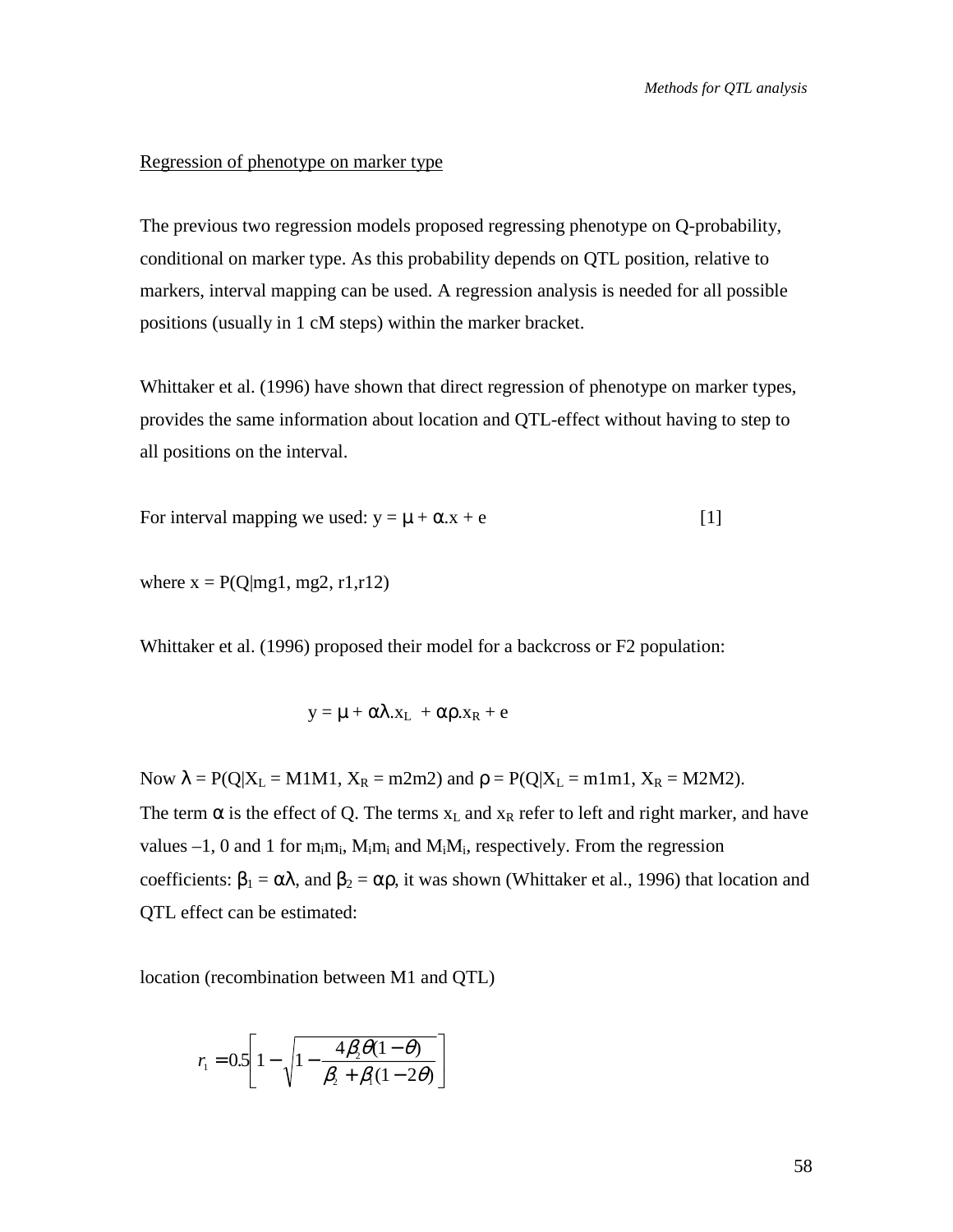Regression of phenotype on marker type

The previous two regression models proposed regressing phenotype on Q-probability, conditional on marker type. As this probability depends on QTL position, relative to markers, interval mapping can be used. A regression analysis is needed for all possible positions (usually in 1 cM steps) within the marker bracket.

Whittaker et al. (1996) have shown that direct regression of phenotype on marker types, provides the same information about location and QTL-effect without having to step to all positions on the interval.

For interval mapping we used: $y = \mu + \alpha.x + e$ [1]

where $x = P(Q|mg1, mg2, r1,r12)$

Whittaker et al. (1996) proposed their model for a backcross or F2 population:

$$y = \mu + \alpha\lambda.x_L + \alpha\rho.x_R + e$$

Now $\lambda = P(Q|X_L = M1M1, X_R = m2m2)$ and $\rho = P(Q|X_L = m1m1, X_R = M2M2)$. The term $\alpha$ is the effect of Q. The terms $x_L$ and $x_R$ refer to left and right marker, and have values –1, 0 and 1 for $m_im_i$, $M_im_i$ and $M_iM_i$, respectively. From the regression coefficients: $\beta_1 = \alpha\lambda$, and $\beta_2 = \alpha\rho$, it was shown (Whittaker et al., 1996) that location and QTL effect can be estimated:

location (recombination between M1 and QTL)

$$r_1 = 0.5\left[1 - \sqrt{1 - \frac{4\beta_2\theta(1-\theta)}{\beta_2 + \beta_1(1-2\theta)}}\right]$$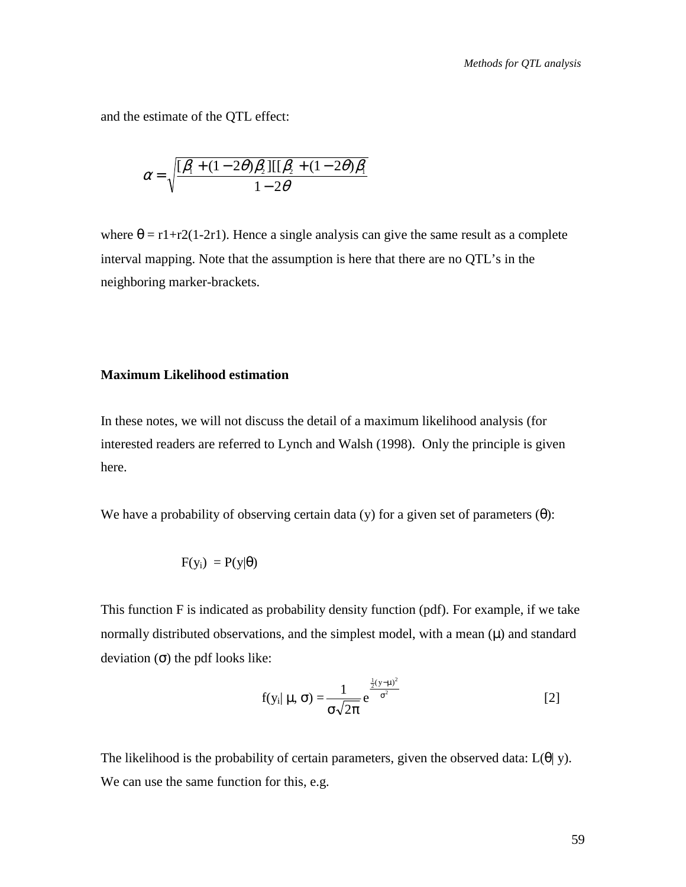and the estimate of the QTL effect:

$$\alpha = \sqrt{\frac{[\beta_1 + (1-2\theta)\beta_2][[\beta_2 + (1-2\theta)\beta_1}{1-2\theta}}$$

where θ = r1+r2(1-2r1). Hence a single analysis can give the same result as a complete interval mapping. Note that the assumption is here that there are no QTL's in the neighboring marker-brackets.

**Maximum Likelihood estimation**

In these notes, we will not discuss the detail of a maximum likelihood analysis (for interested readers are referred to Lynch and Walsh (1998). Only the principle is given here.

We have a probability of observing certain data (y) for a given set of parameters (θ):

$$F(y_i) = P(y|\theta)$$

This function F is indicated as probability density function (pdf). For example, if we take normally distributed observations, and the simplest model, with a mean (μ) and standard deviation (σ) the pdf looks like:

$$f(y_i|\ \mu, \sigma) = \frac{1}{\sigma\sqrt{2\pi}} e^{\frac{\frac{1}{2}(y-\mu)^2}{\sigma^2}} \qquad [2]$$

The likelihood is the probability of certain parameters, given the observed data: L(θ| y). We can use the same function for this, e.g.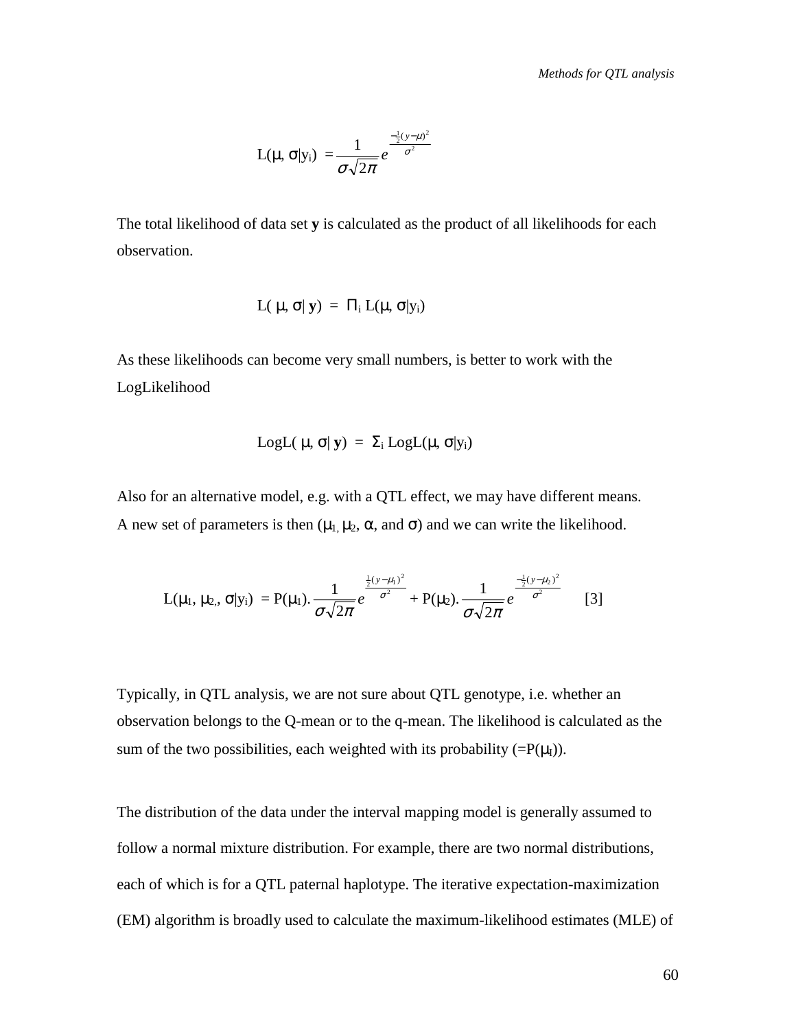$$L(\mu, \sigma|y_i) = \frac{1}{\sigma\sqrt{2\pi}} e^{\frac{-\frac{1}{2}(y-\mu)^2}{\sigma^2}}$$

The total likelihood of data set **y** is calculated as the product of all likelihoods for each observation.

$$L(\mu, \sigma|\mathbf{y}) = \Pi_i \, L(\mu, \sigma|y_i)$$

As these likelihoods can become very small numbers, is better to work with the LogLikelihood

$$\text{LogL}(\mu, \sigma|\mathbf{y}) = \Sigma_i \, \text{LogL}(\mu, \sigma|y_i)$$

Also for an alternative model, e.g. with a QTL effect, we may have different means. A new set of parameters is then ($\mu_1, \mu_2$, $\alpha$, and $\sigma$) and we can write the likelihood.

$$L(\mu_1, \mu_2, \sigma|y_i) = P(\mu_1).\frac{1}{\sigma\sqrt{2\pi}} e^{\frac{\frac{1}{2}(y-\mu_1)^2}{\sigma^2}} + P(\mu_2).\frac{1}{\sigma\sqrt{2\pi}} e^{\frac{-\frac{1}{2}(y-\mu_2)^2}{\sigma^2}} \qquad [3]$$

Typically, in QTL analysis, we are not sure about QTL genotype, i.e. whether an observation belongs to the Q-mean or to the q-mean. The likelihood is calculated as the sum of the two possibilities, each weighted with its probability (=$P(\mu_I)$).

The distribution of the data under the interval mapping model is generally assumed to follow a normal mixture distribution. For example, there are two normal distributions, each of which is for a QTL paternal haplotype. The iterative expectation-maximization (EM) algorithm is broadly used to calculate the maximum-likelihood estimates (MLE) of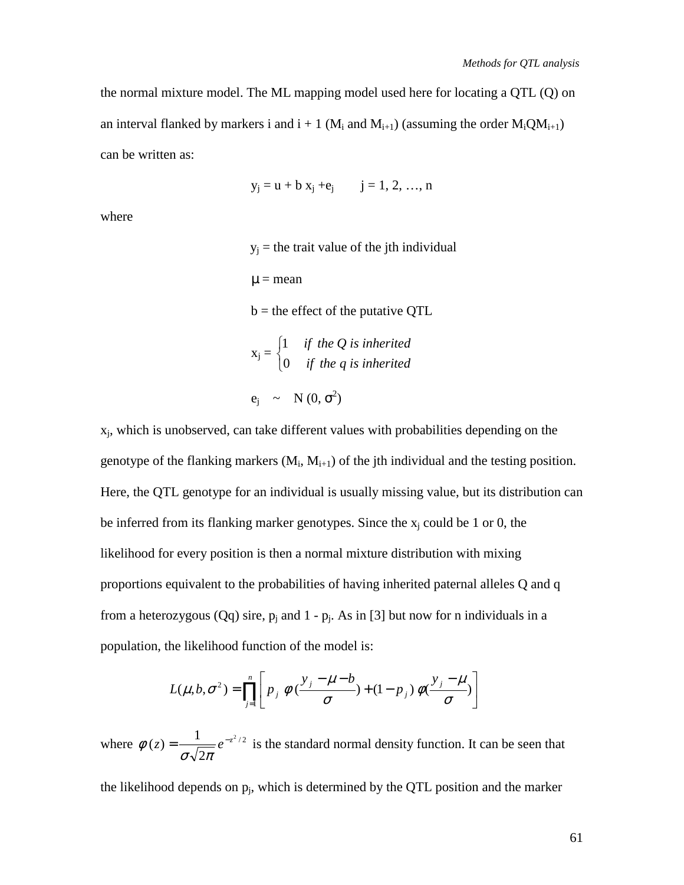the normal mixture model. The ML mapping model used here for locating a QTL (Q) on an interval flanked by markers i and i + 1 ($M_i$ and $M_{i+1}$) (assuming the order $M_iQM_{i+1}$) can be written as:

$$y_j = u + b\, x_j + e_j \qquad j = 1, 2, \ldots, n$$

where

$y_j$ = the trait value of the jth individual

$\mu$ = mean

b = the effect of the putative QTL

$$x_j = \begin{cases} 1 & \text{if the Q is inherited} \\ 0 & \text{if the q is inherited} \end{cases}$$

$$e_j \sim N(0, \sigma^2)$$

$x_j$, which is unobserved, can take different values with probabilities depending on the genotype of the flanking markers ($M_i$, $M_{i+1}$) of the jth individual and the testing position. Here, the QTL genotype for an individual is usually missing value, but its distribution can be inferred from its flanking marker genotypes. Since the $x_j$ could be 1 or 0, the likelihood for every position is then a normal mixture distribution with mixing proportions equivalent to the probabilities of having inherited paternal alleles Q and q from a heterozygous (Qq) sire, $p_j$ and 1 - $p_j$. As in [3] but now for n individuals in a population, the likelihood function of the model is:

$$L(\mu, b, \sigma^2) = \prod_{j=1}^{n} \left[ p_j\ \phi\left(\frac{y_j - \mu - b}{\sigma}\right) + (1 - p_j)\ \phi\left(\frac{y_j - \mu}{\sigma}\right) \right]$$

where $\phi(z) = \frac{1}{\sigma\sqrt{2\pi}} e^{-z^2/2}$ is the standard normal density function. It can be seen that the likelihood depends on $p_j$, which is determined by the QTL position and the marker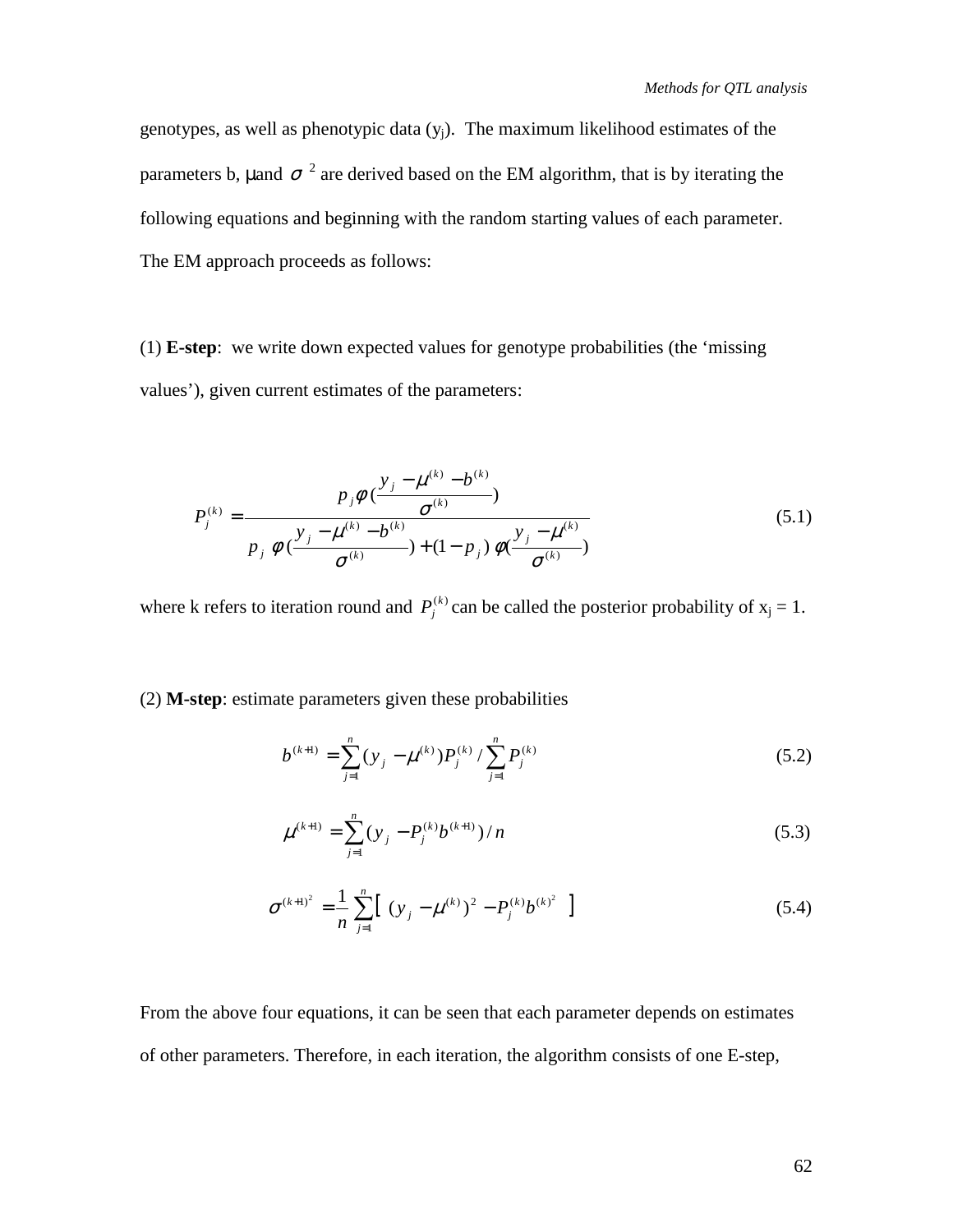genotypes, as well as phenotypic data ($y_j$). The maximum likelihood estimates of the parameters b, $\mu$ and $\sigma^2$ are derived based on the EM algorithm, that is by iterating the following equations and beginning with the random starting values of each parameter. The EM approach proceeds as follows:

(1) **E-step**: we write down expected values for genotype probabilities (the 'missing values'), given current estimates of the parameters:

$$P_j^{(k)} = \frac{p_j \phi\left(\frac{y_j - \mu^{(k)} - b^{(k)}}{\sigma^{(k)}}\right)}{p_j \, \phi\left(\frac{y_j - \mu^{(k)} - b^{(k)}}{\sigma^{(k)}}\right) + (1 - p_j) \, \phi\left(\frac{y_j - \mu^{(k)}}{\sigma^{(k)}}\right)} \tag{5.1}$$

where k refers to iteration round and $P_j^{(k)}$ can be called the posterior probability of $x_j = 1$.

(2) **M-step**: estimate parameters given these probabilities

$$b^{(k+1)} = \sum_{j=1}^{n} (y_j - \mu^{(k)}) P_j^{(k)} / \sum_{j=1}^{n} P_j^{(k)} \tag{5.2}$$

$$\mu^{(k+1)} = \sum_{j=1}^{n} (y_j - P_j^{(k)} b^{(k+1)}) / n \tag{5.3}$$

$$\sigma^{(k+1)^2} = \frac{1}{n} \sum_{j=1}^{n} \left[ \, (y_j - \mu^{(k)})^2 - P_j^{(k)} b^{(k)^2} \, \right] \tag{5.4}$$

From the above four equations, it can be seen that each parameter depends on estimates of other parameters. Therefore, in each iteration, the algorithm consists of one E-step,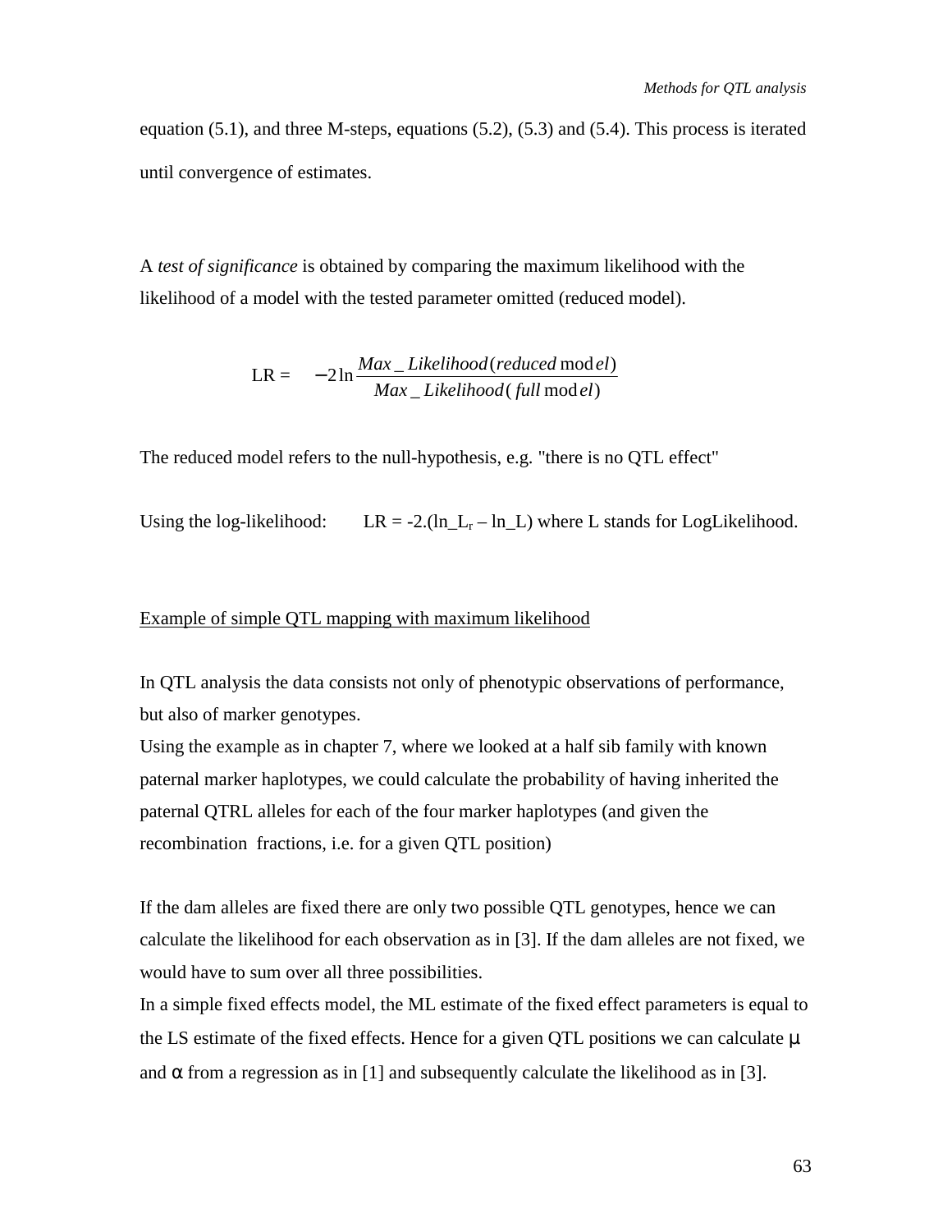equation (5.1), and three M-steps, equations (5.2), (5.3) and (5.4). This process is iterated until convergence of estimates.

A *test of significance* is obtained by comparing the maximum likelihood with the likelihood of a model with the tested parameter omitted (reduced model).

$$\text{LR} = \quad -2\ln\frac{Max\_Likelihood(reduced\ \text{mod}\,el)}{Max\_Likelihood(full\ \text{mod}\,el)}$$

The reduced model refers to the null-hypothesis, e.g. "there is no QTL effect"

Using the log-likelihood: LR = -2.(ln_$L_r$ – ln_L) where L stands for LogLikelihood.

<u>Example of simple QTL mapping with maximum likelihood</u>

In QTL analysis the data consists not only of phenotypic observations of performance, but also of marker genotypes.

Using the example as in chapter 7, where we looked at a half sib family with known paternal marker haplotypes, we could calculate the probability of having inherited the paternal QTRL alleles for each of the four marker haplotypes (and given the recombination fractions, i.e. for a given QTL position)

If the dam alleles are fixed there are only two possible QTL genotypes, hence we can calculate the likelihood for each observation as in [3]. If the dam alleles are not fixed, we would have to sum over all three possibilities.

In a simple fixed effects model, the ML estimate of the fixed effect parameters is equal to the LS estimate of the fixed effects. Hence for a given QTL positions we can calculate $\mu$ and $\alpha$ from a regression as in [1] and subsequently calculate the likelihood as in [3].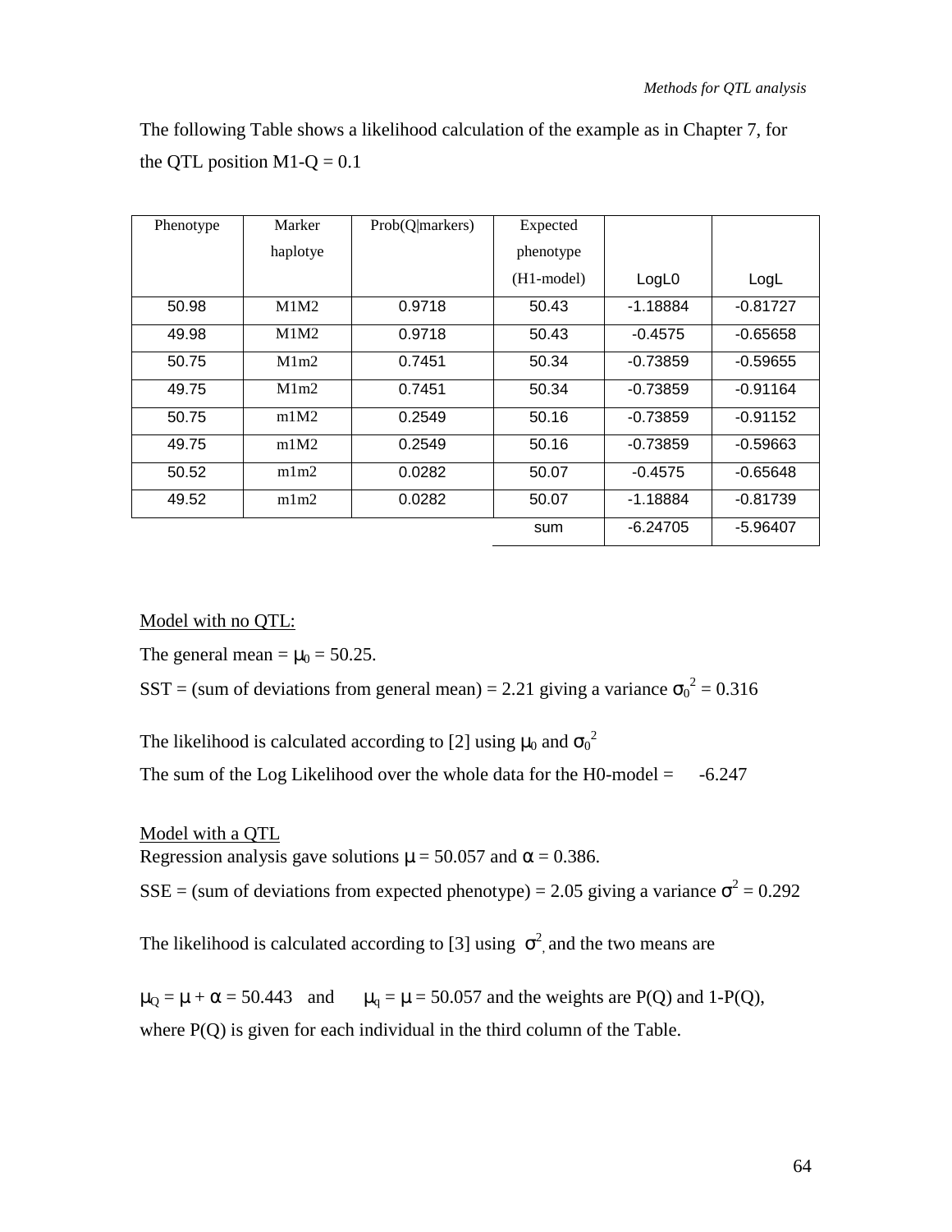The following Table shows a likelihood calculation of the example as in Chapter 7, for the QTL position M1-Q = 0.1

| Phenotype | Marker haplotye | Prob(Q\|markers) | Expected phenotype (H1-model) | LogL0 | LogL |
|---|---|---|---|---|---|
| 50.98 | M1M2 | 0.9718 | 50.43 | -1.18884 | -0.81727 |
| 49.98 | M1M2 | 0.9718 | 50.43 | -0.4575 | -0.65658 |
| 50.75 | M1m2 | 0.7451 | 50.34 | -0.73859 | -0.59655 |
| 49.75 | M1m2 | 0.7451 | 50.34 | -0.73859 | -0.91164 |
| 50.75 | m1M2 | 0.2549 | 50.16 | -0.73859 | -0.91152 |
| 49.75 | m1M2 | 0.2549 | 50.16 | -0.73859 | -0.59663 |
| 50.52 | m1m2 | 0.0282 | 50.07 | -0.4575 | -0.65648 |
| 49.52 | m1m2 | 0.0282 | 50.07 | -1.18884 | -0.81739 |
| | | | sum | -6.24705 | -5.96407 |

Model with no QTL:

The general mean = $\mu_0$ = 50.25.

SST = (sum of deviations from general mean) = 2.21 giving a variance $\sigma_0^2$ = 0.316

The likelihood is calculated according to [2] using $\mu_0$ and $\sigma_0^2$

The sum of the Log Likelihood over the whole data for the H0-model = -6.247

Model with a QTL

Regression analysis gave solutions $\mu$ = 50.057 and $\alpha$ = 0.386.

SSE = (sum of deviations from expected phenotype) = 2.05 giving a variance $\sigma^2$ = 0.292

The likelihood is calculated according to [3] using $\sigma^2$, and the two means are

$\mu_Q = \mu + \alpha$ = 50.443 and $\mu_q = \mu$ = 50.057 and the weights are P(Q) and 1-P(Q), where P(Q) is given for each individual in the third column of the Table.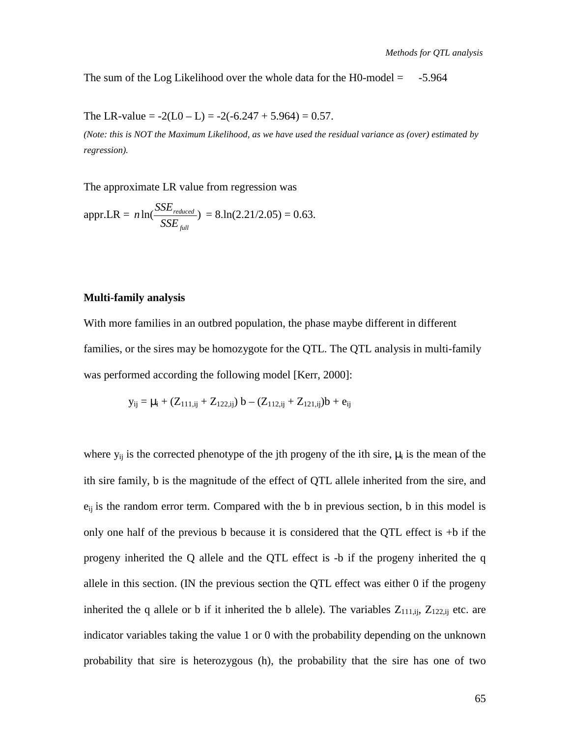The sum of the Log Likelihood over the whole data for the H0-model = -5.964

The LR-value = -2(L0 – L) = -2(-6.247 + 5.964) = 0.57.

*(Note: this is NOT the Maximum Likelihood, as we have used the residual variance as (over) estimated by regression).*

The approximate LR value from regression was

appr.LR = $n \ln(\frac{SSE_{reduced}}{SSE_{full}})$ = 8.ln(2.21/2.05) = 0.63.

**Multi-family analysis**

With more families in an outbred population, the phase maybe different in different families, or the sires may be homozygote for the QTL. The QTL analysis in multi-family was performed according the following model [Kerr, 2000]:

$$y_{ij} = \mu_i + (Z_{111,ij} + Z_{122,ij})\, b - (Z_{112,ij} + Z_{121,ij})b + e_{ij}$$

where $y_{ij}$ is the corrected phenotype of the jth progeny of the ith sire, $\mu_i$ is the mean of the ith sire family, b is the magnitude of the effect of QTL allele inherited from the sire, and $e_{ij}$ is the random error term. Compared with the b in previous section, b in this model is only one half of the previous b because it is considered that the QTL effect is +b if the progeny inherited the Q allele and the QTL effect is -b if the progeny inherited the q allele in this section. (IN the previous section the QTL effect was either 0 if the progeny inherited the q allele or b if it inherited the b allele). The variables $Z_{111,ij}$, $Z_{122,ij}$ etc. are indicator variables taking the value 1 or 0 with the probability depending on the unknown probability that sire is heterozygous (h), the probability that the sire has one of two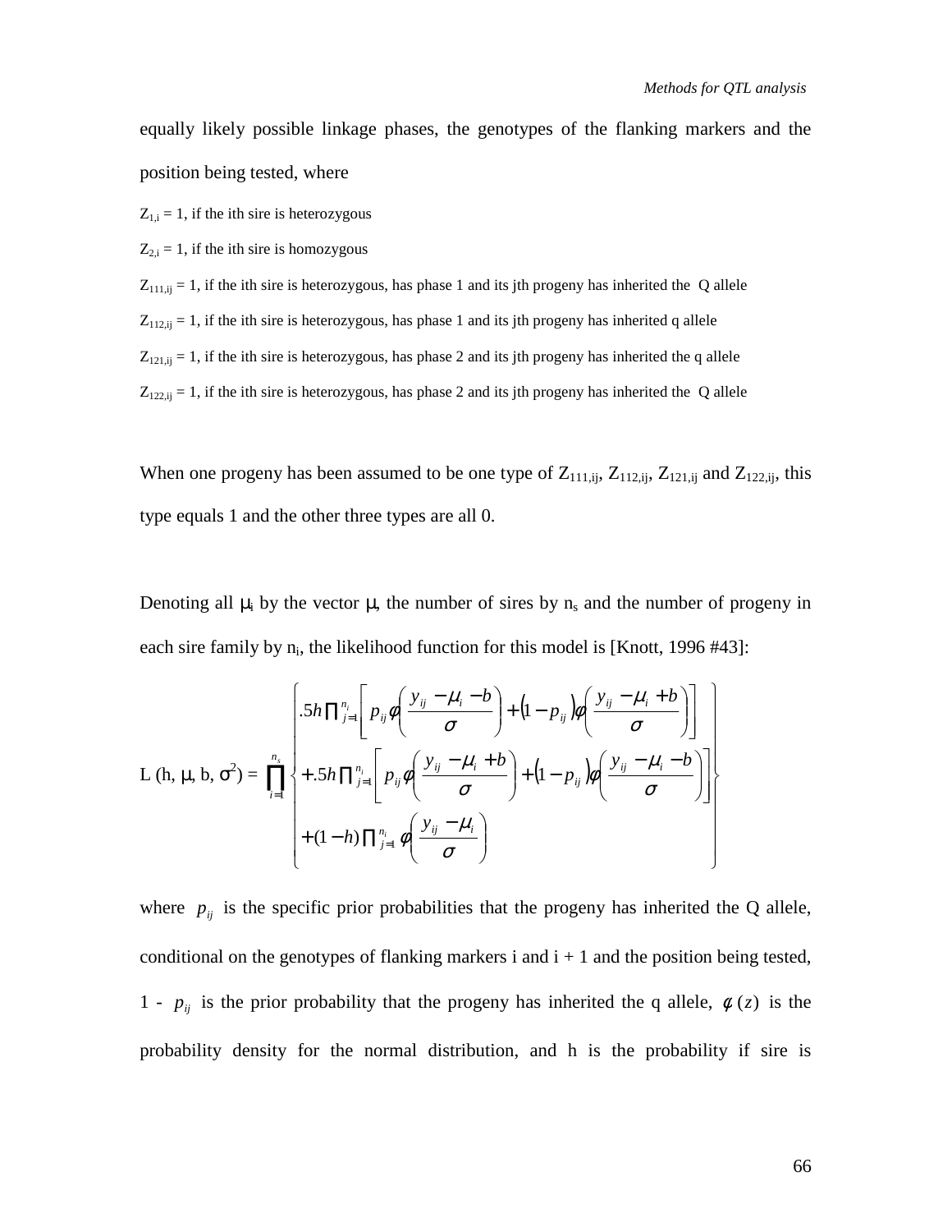equally likely possible linkage phases, the genotypes of the flanking markers and the position being tested, where

$Z_{1,i}$ = 1, if the ith sire is heterozygous

$Z_{2,i}$ = 1, if the ith sire is homozygous

$Z_{111,ij}$ = 1, if the ith sire is heterozygous, has phase 1 and its jth progeny has inherited the Q allele

$Z_{112,ij}$ = 1, if the ith sire is heterozygous, has phase 1 and its jth progeny has inherited q allele

$Z_{121,ij}$ = 1, if the ith sire is heterozygous, has phase 2 and its jth progeny has inherited the q allele

$Z_{122,ij}$ = 1, if the ith sire is heterozygous, has phase 2 and its jth progeny has inherited the Q allele

When one progeny has been assumed to be one type of $Z_{111,ij}$, $Z_{112,ij}$, $Z_{121,ij}$ and $Z_{122,ij}$, this type equals 1 and the other three types are all 0.

Denoting all $\mu_i$ by the vector $\mu$, the number of sires by $n_s$ and the number of progeny in each sire family by $n_i$, the likelihood function for this model is [Knott, 1996 #43]:

$$L(h, \mu, b, \sigma^2) = \prod_{i=1}^{n_s} \left\{ \begin{array}{l} .5h \prod_{j=1}^{n_i} \left[ p_{ij} \phi\left( \frac{y_{ij} - \mu_i - b}{\sigma} \right) + (1 - p_{ij}) \phi\left( \frac{y_{ij} - \mu_i + b}{\sigma} \right) \right] \\ + .5h \prod_{j=1}^{n_i} \left[ p_{ij} \phi\left( \frac{y_{ij} - \mu_i + b}{\sigma} \right) + (1 - p_{ij}) \phi\left( \frac{y_{ij} - \mu_i - b}{\sigma} \right) \right] \\ + (1 - h) \prod_{j=1}^{n_i} \phi\left( \frac{y_{ij} - \mu_i}{\sigma} \right) \end{array} \right\}$$

where $p_{ij}$ is the specific prior probabilities that the progeny has inherited the Q allele, conditional on the genotypes of flanking markers i and i + 1 and the position being tested, 1 - $p_{ij}$ is the prior probability that the progeny has inherited the q allele, $\phi(z)$ is the probability density for the normal distribution, and h is the probability if sire is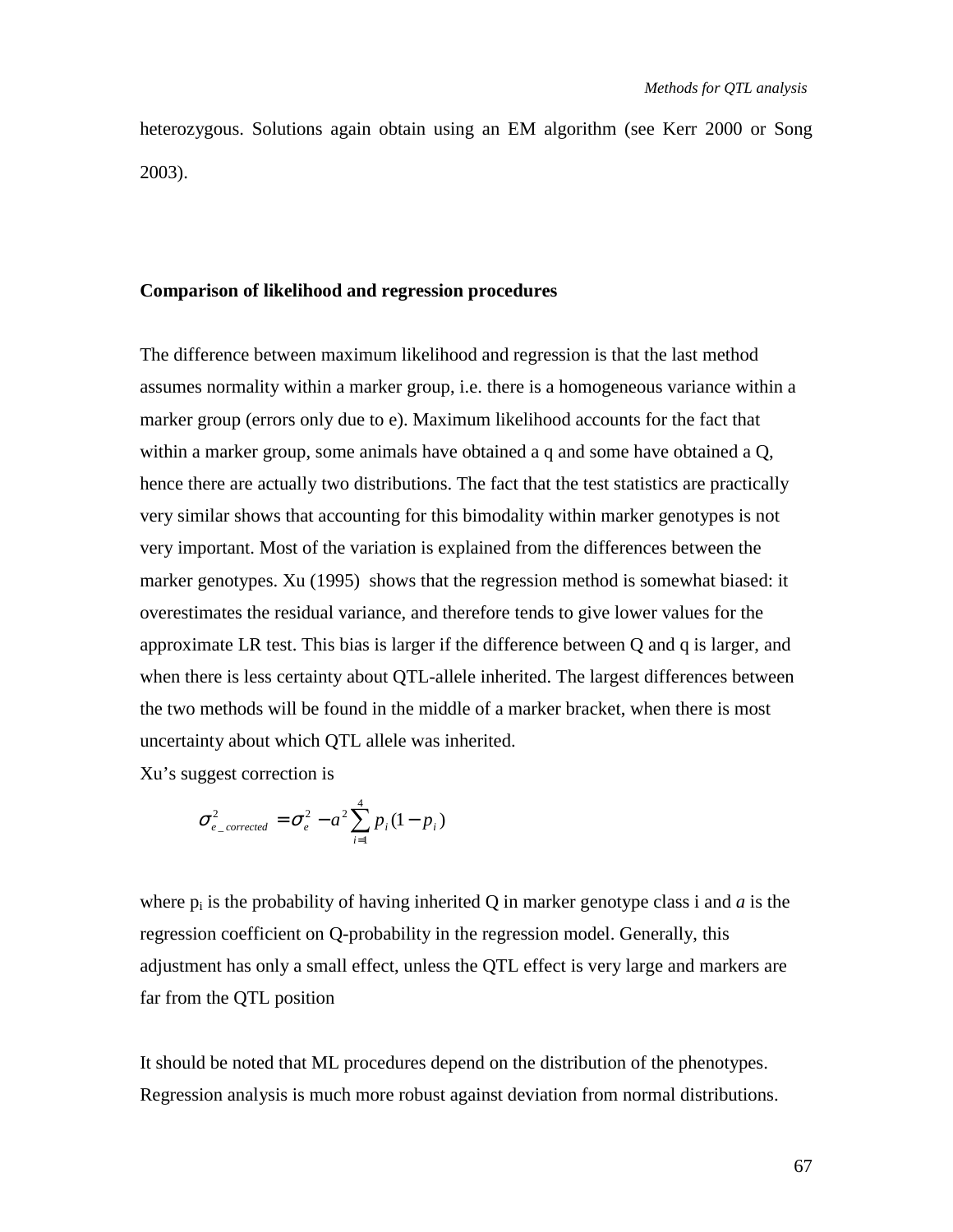heterozygous. Solutions again obtain using an EM algorithm (see Kerr 2000 or Song 2003).

**Comparison of likelihood and regression procedures**

The difference between maximum likelihood and regression is that the last method assumes normality within a marker group, i.e. there is a homogeneous variance within a marker group (errors only due to e). Maximum likelihood accounts for the fact that within a marker group, some animals have obtained a q and some have obtained a Q, hence there are actually two distributions. The fact that the test statistics are practically very similar shows that accounting for this bimodality within marker genotypes is not very important. Most of the variation is explained from the differences between the marker genotypes. Xu (1995) shows that the regression method is somewhat biased: it overestimates the residual variance, and therefore tends to give lower values for the approximate LR test. This bias is larger if the difference between Q and q is larger, and when there is less certainty about QTL-allele inherited. The largest differences between the two methods will be found in the middle of a marker bracket, when there is most uncertainty about which QTL allele was inherited.

Xu's suggest correction is

$$\sigma^2_{e\_corrected} = \sigma^2_e - a^2 \sum_{i=1}^{4} p_i (1 - p_i)$$

where $p_i$ is the probability of having inherited Q in marker genotype class i and *a* is the regression coefficient on Q-probability in the regression model. Generally, this adjustment has only a small effect, unless the QTL effect is very large and markers are far from the QTL position

It should be noted that ML procedures depend on the distribution of the phenotypes. Regression analysis is much more robust against deviation from normal distributions.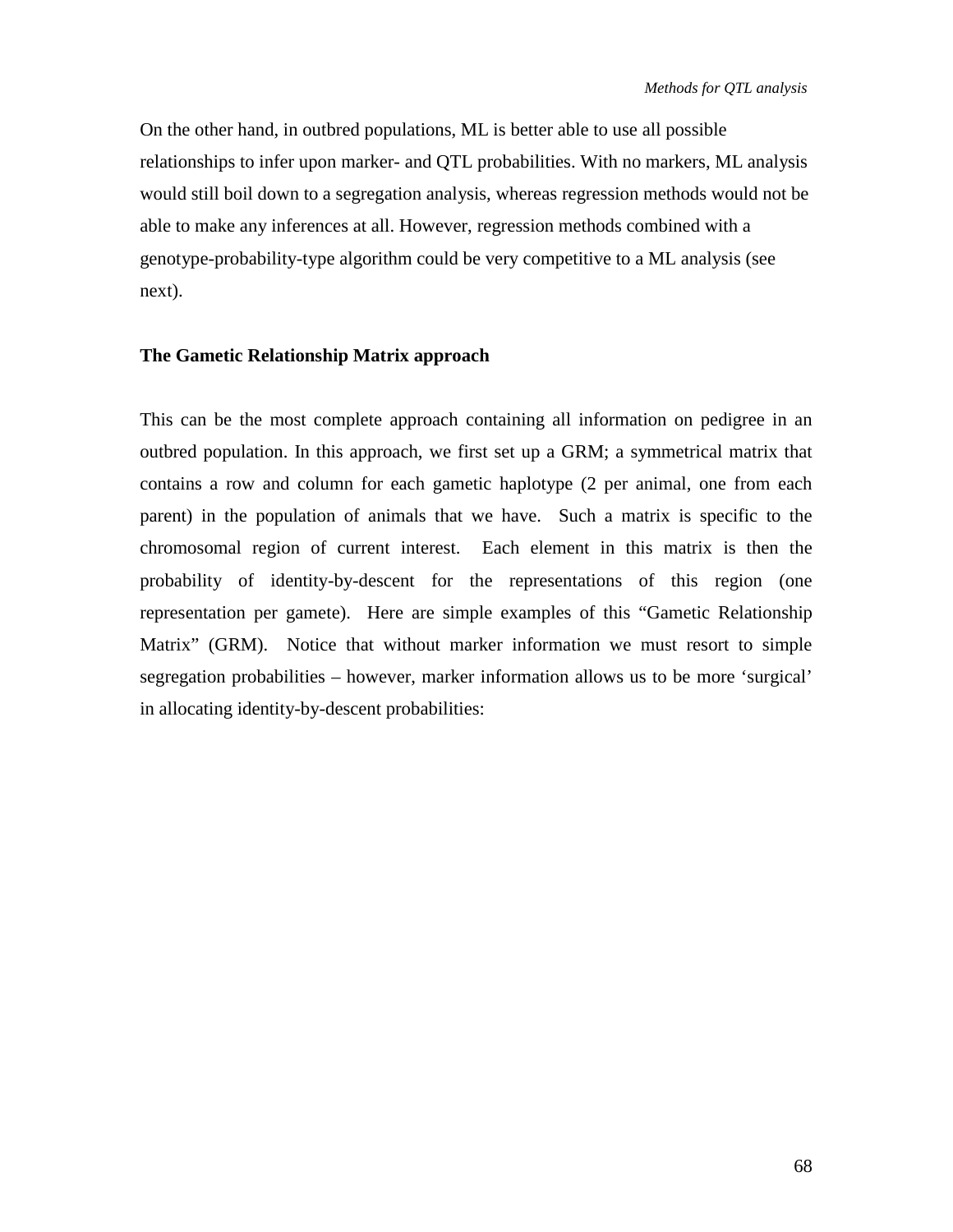On the other hand, in outbred populations, ML is better able to use all possible relationships to infer upon marker- and QTL probabilities. With no markers, ML analysis would still boil down to a segregation analysis, whereas regression methods would not be able to make any inferences at all. However, regression methods combined with a genotype-probability-type algorithm could be very competitive to a ML analysis (see next).

**The Gametic Relationship Matrix approach**

This can be the most complete approach containing all information on pedigree in an outbred population. In this approach, we first set up a GRM; a symmetrical matrix that contains a row and column for each gametic haplotype (2 per animal, one from each parent) in the population of animals that we have. Such a matrix is specific to the chromosomal region of current interest. Each element in this matrix is then the probability of identity-by-descent for the representations of this region (one representation per gamete). Here are simple examples of this "Gametic Relationship Matrix" (GRM). Notice that without marker information we must resort to simple segregation probabilities – however, marker information allows us to be more 'surgical' in allocating identity-by-descent probabilities: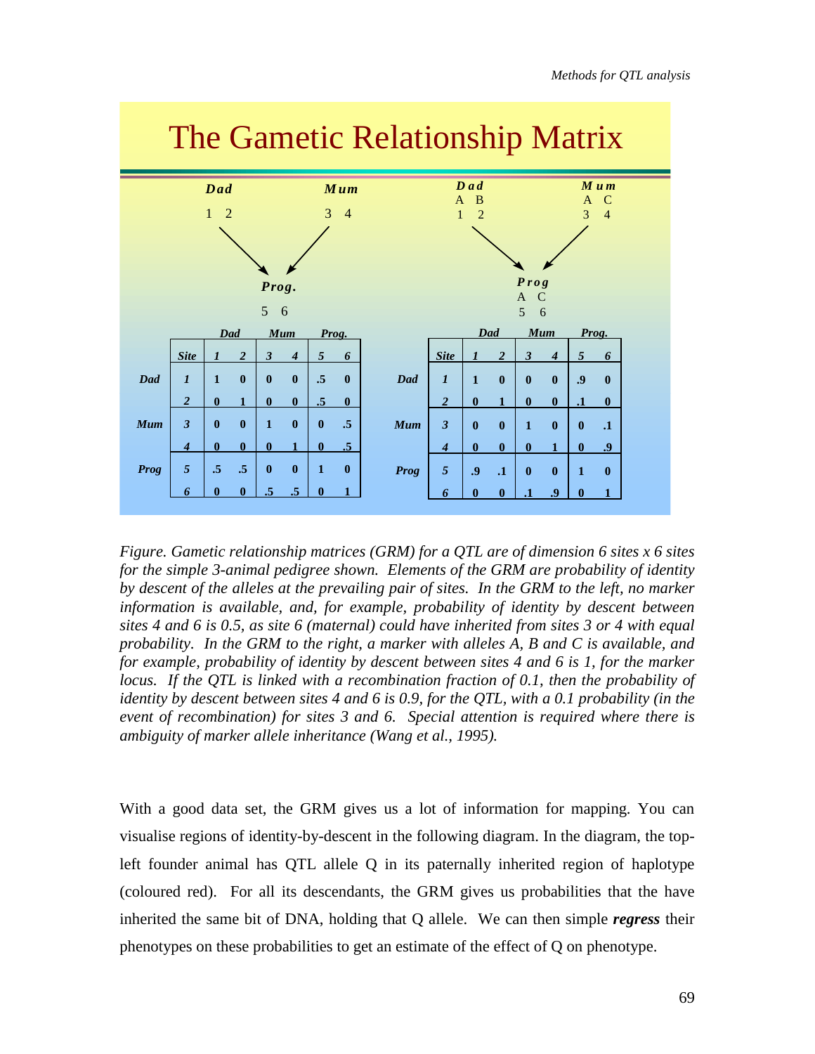# The Gametic Relationship Matrix

**Dad** 1 2 — **Mum** 3 4 → **Prog.** 5 6

| | | Dad | | Mum | | Prog. | |
|---|---|---|---|---|---|---|---|
| | **Site** | **1** | **2** | **3** | **4** | **5** | **6** |
| **Dad** | **1** | 1 | 0 | 0 | 0 | .5 | 0 |
| | **2** | 0 | 1 | 0 | 0 | .5 | 0 |
| **Mum** | **3** | 0 | 0 | 1 | 0 | 0 | .5 |
| | **4** | 0 | 0 | 0 | 1 | 0 | .5 |
| **Prog** | **5** | .5 | .5 | 0 | 0 | 1 | 0 |
| | **6** | 0 | 0 | .5 | .5 | 0 | 1 |

**Dad** A B / 1 2 — **Mum** A C / 3 4 → **Prog** A C / 5 6

| | | Dad | | Mum | | Prog. | |
|---|---|---|---|---|---|---|---|
| | **Site** | **1** | **2** | **3** | **4** | **5** | **6** |
| **Dad** | **1** | 1 | 0 | 0 | 0 | .9 | 0 |
| | **2** | 0 | 1 | 0 | 0 | .1 | 0 |
| **Mum** | **3** | 0 | 0 | 1 | 0 | 0 | .1 |
| | **4** | 0 | 0 | 0 | 1 | 0 | .9 |
| **Prog** | **5** | .9 | .1 | 0 | 0 | 1 | 0 |
| | **6** | 0 | 0 | .1 | .9 | 0 | 1 |

*Figure. Gametic relationship matrices (GRM) for a QTL are of dimension 6 sites x 6 sites for the simple 3-animal pedigree shown. Elements of the GRM are probability of identity by descent of the alleles at the prevailing pair of sites. In the GRM to the left, no marker information is available, and, for example, probability of identity by descent between sites 4 and 6 is 0.5, as site 6 (maternal) could have inherited from sites 3 or 4 with equal probability. In the GRM to the right, a marker with alleles A, B and C is available, and for example, probability of identity by descent between sites 4 and 6 is 1, for the marker locus. If the QTL is linked with a recombination fraction of 0.1, then the probability of identity by descent between sites 4 and 6 is 0.9, for the QTL, with a 0.1 probability (in the event of recombination) for sites 3 and 6. Special attention is required where there is ambiguity of marker allele inheritance (Wang et al., 1995).*

With a good data set, the GRM gives us a lot of information for mapping. You can visualise regions of identity-by-descent in the following diagram. In the diagram, the top-left founder animal has QTL allele Q in its paternally inherited region of haplotype (coloured red). For all its descendants, the GRM gives us probabilities that the have inherited the same bit of DNA, holding that Q allele. We can then simple ***regress*** their phenotypes on these probabilities to get an estimate of the effect of Q on phenotype.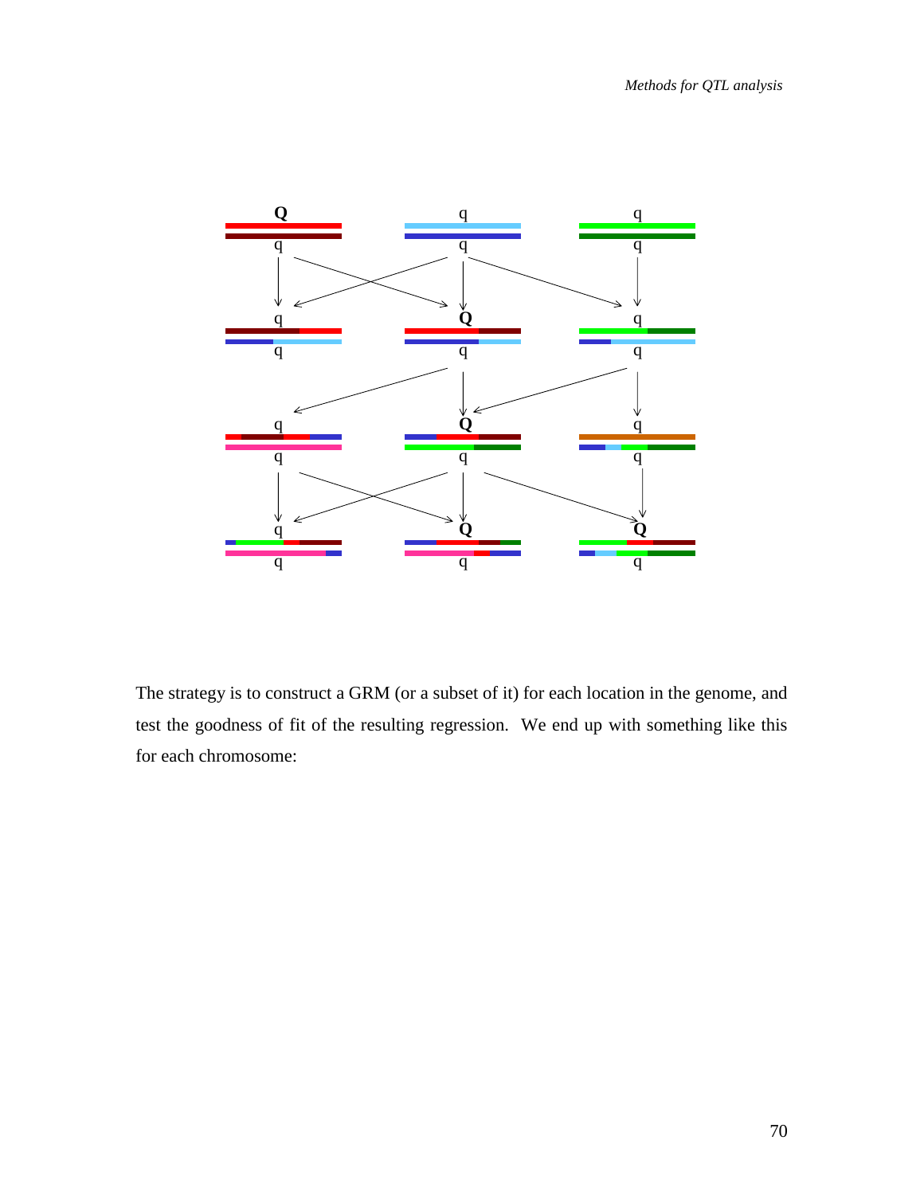The strategy is to construct a GRM (or a subset of it) for each location in the genome, and test the goodness of fit of the resulting regression. We end up with something like this for each chromosome: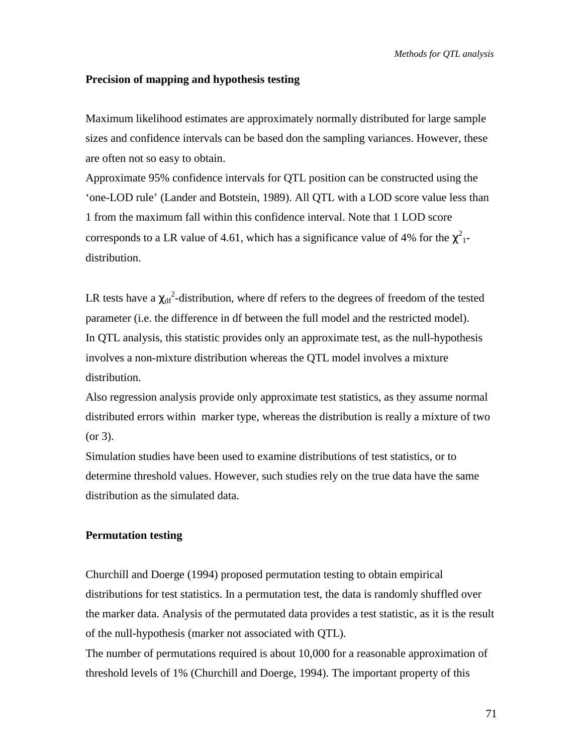## Precision of mapping and hypothesis testing

Maximum likelihood estimates are approximately normally distributed for large sample sizes and confidence intervals can be based don the sampling variances. However, these are often not so easy to obtain.

Approximate 95% confidence intervals for QTL position can be constructed using the 'one-LOD rule' (Lander and Botstein, 1989). All QTL with a LOD score value less than 1 from the maximum fall within this confidence interval. Note that 1 LOD score corresponds to a LR value of 4.61, which has a significance value of 4% for the $\chi^2_1$-distribution.

LR tests have a $\chi_{df}^2$-distribution, where df refers to the degrees of freedom of the tested parameter (i.e. the difference in df between the full model and the restricted model).
In QTL analysis, this statistic provides only an approximate test, as the null-hypothesis involves a non-mixture distribution whereas the QTL model involves a mixture distribution.
Also regression analysis provide only approximate test statistics, as they assume normal distributed errors within marker type, whereas the distribution is really a mixture of two (or 3).
Simulation studies have been used to examine distributions of test statistics, or to determine threshold values. However, such studies rely on the true data have the same distribution as the simulated data.

## Permutation testing

Churchill and Doerge (1994) proposed permutation testing to obtain empirical distributions for test statistics. In a permutation test, the data is randomly shuffled over the marker data. Analysis of the permutated data provides a test statistic, as it is the result of the null-hypothesis (marker not associated with QTL).
The number of permutations required is about 10,000 for a reasonable approximation of threshold levels of 1% (Churchill and Doerge, 1994). The important property of this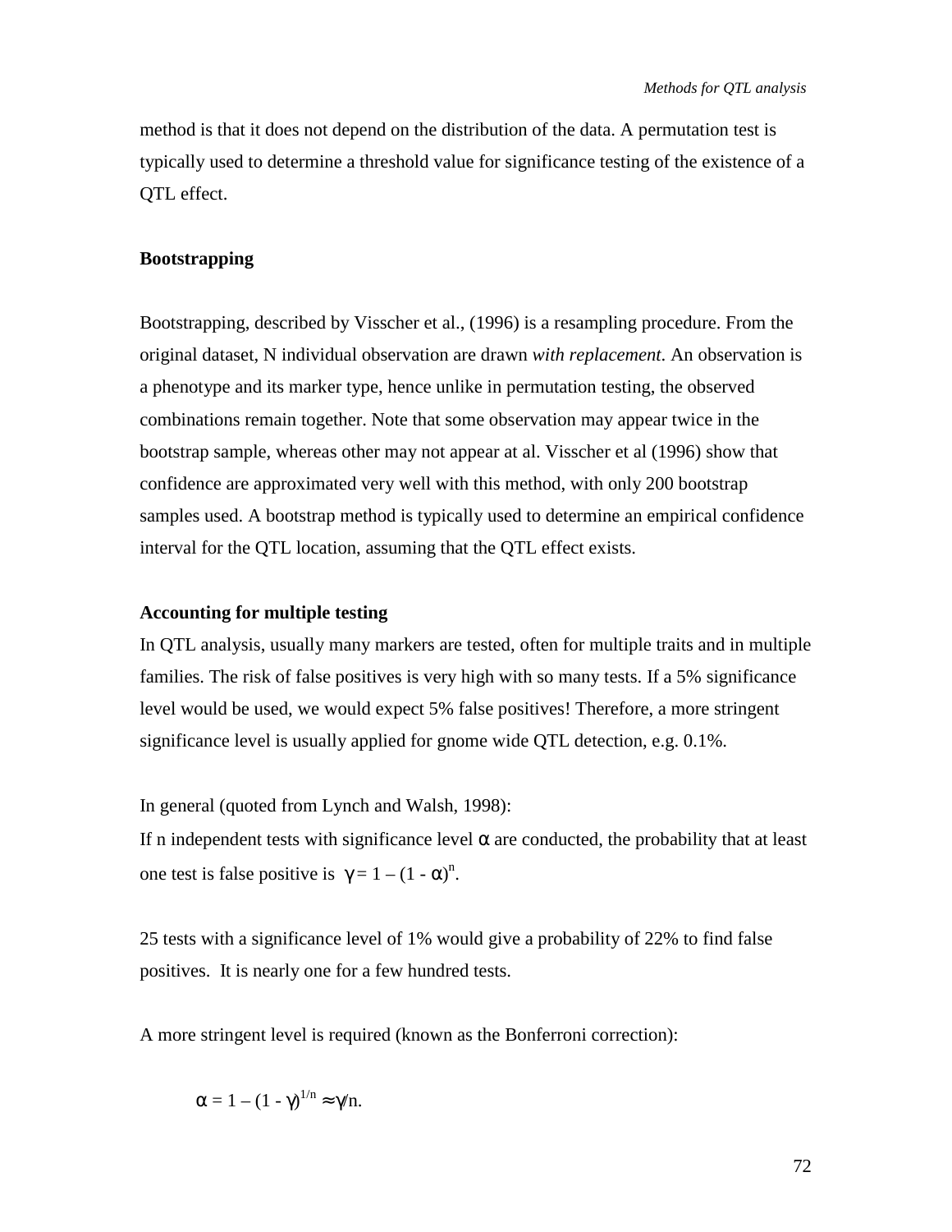method is that it does not depend on the distribution of the data. A permutation test is typically used to determine a threshold value for significance testing of the existence of a QTL effect.

**Bootstrapping**

Bootstrapping, described by Visscher et al., (1996) is a resampling procedure. From the original dataset, N individual observation are drawn *with replacement*. An observation is a phenotype and its marker type, hence unlike in permutation testing, the observed combinations remain together. Note that some observation may appear twice in the bootstrap sample, whereas other may not appear at al. Visscher et al (1996) show that confidence are approximated very well with this method, with only 200 bootstrap samples used. A bootstrap method is typically used to determine an empirical confidence interval for the QTL location, assuming that the QTL effect exists.

**Accounting for multiple testing**

In QTL analysis, usually many markers are tested, often for multiple traits and in multiple families. The risk of false positives is very high with so many tests. If a 5% significance level would be used, we would expect 5% false positives! Therefore, a more stringent significance level is usually applied for gnome wide QTL detection, e.g. 0.1%.

In general (quoted from Lynch and Walsh, 1998):

If n independent tests with significance level $\alpha$ are conducted, the probability that at least one test is false positive is $\gamma = 1 - (1 - \alpha)^n$.

25 tests with a significance level of 1% would give a probability of 22% to find false positives. It is nearly one for a few hundred tests.

A more stringent level is required (known as the Bonferroni correction):

$$\alpha = 1 - (1 - \gamma)^{1/n} \approx \gamma/n.$$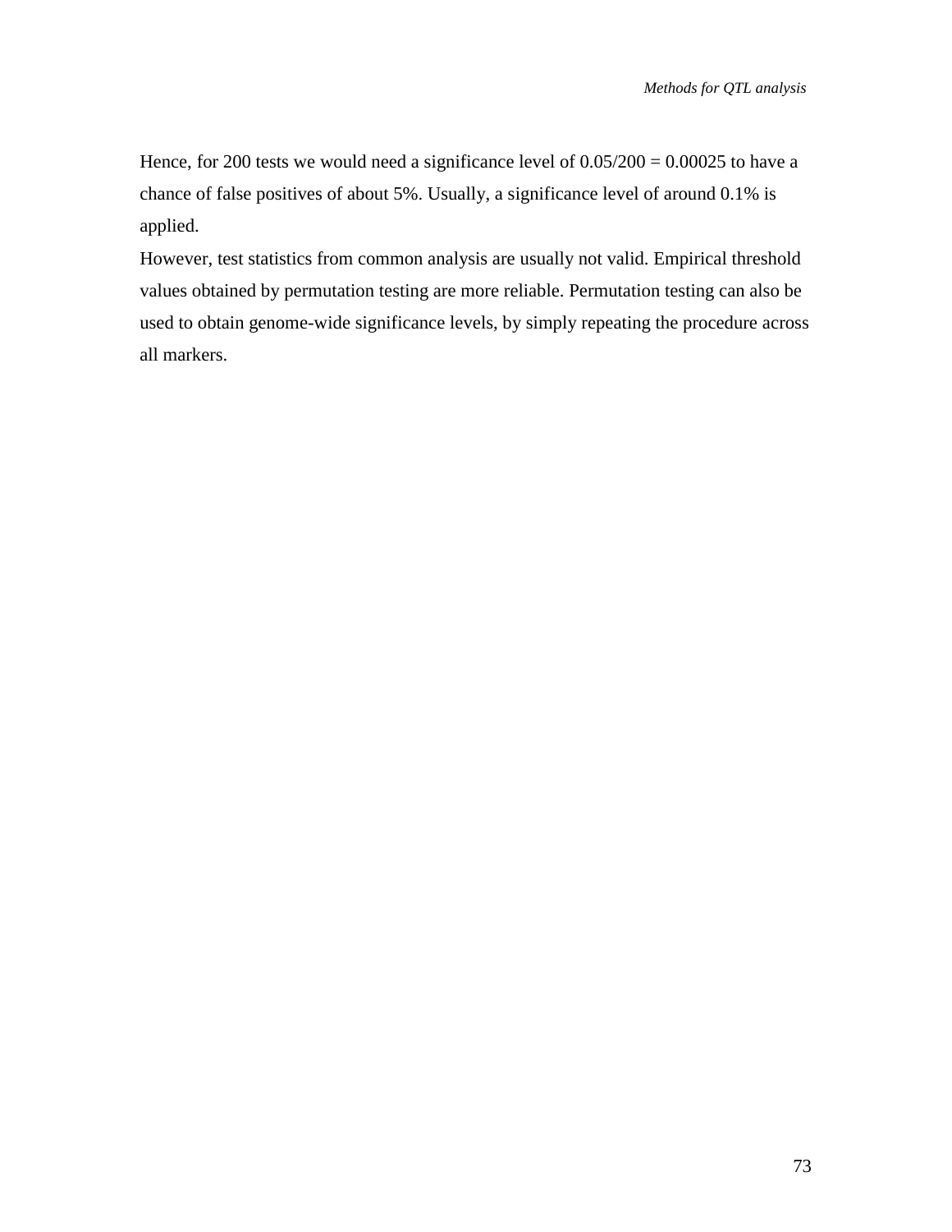Hence, for 200 tests we would need a significance level of 0.05/200 = 0.00025 to have a chance of false positives of about 5%. Usually, a significance level of around 0.1% is applied.

However, test statistics from common analysis are usually not valid. Empirical threshold values obtained by permutation testing are more reliable. Permutation testing can also be used to obtain genome-wide significance levels, by simply repeating the procedure across all markers.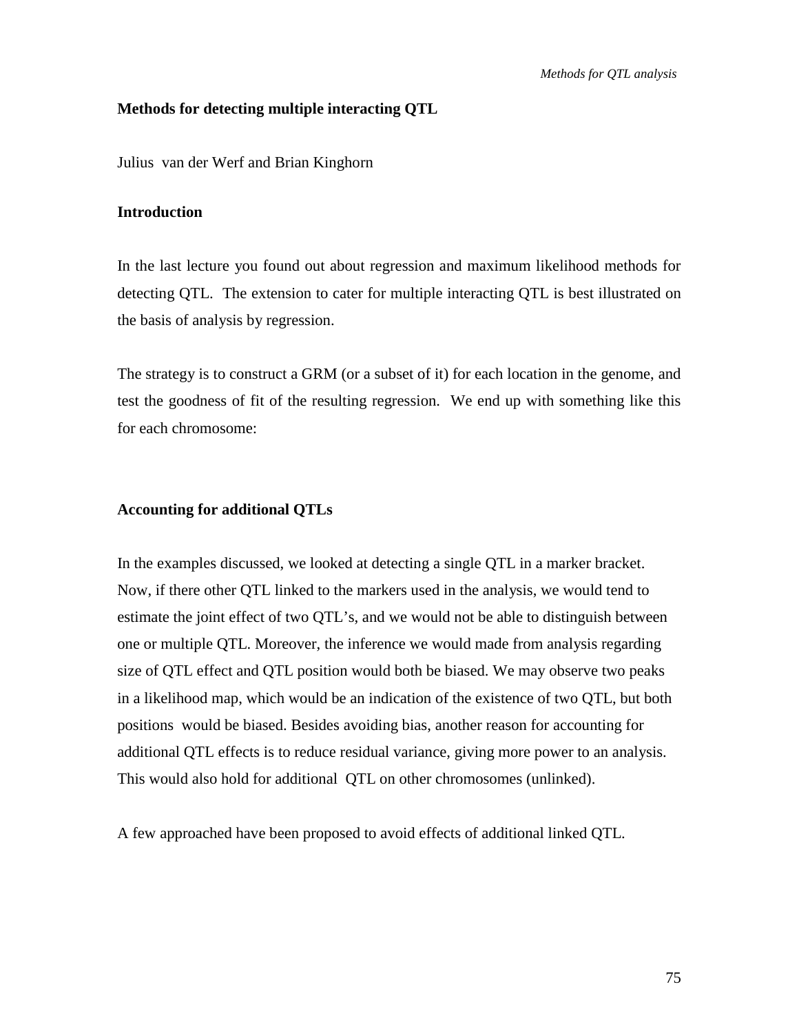## Methods for detecting multiple interacting QTL

Julius van der Werf and Brian Kinghorn

### Introduction

In the last lecture you found out about regression and maximum likelihood methods for detecting QTL. The extension to cater for multiple interacting QTL is best illustrated on the basis of analysis by regression.

The strategy is to construct a GRM (or a subset of it) for each location in the genome, and test the goodness of fit of the resulting regression. We end up with something like this for each chromosome:

### Accounting for additional QTLs

In the examples discussed, we looked at detecting a single QTL in a marker bracket. Now, if there other QTL linked to the markers used in the analysis, we would tend to estimate the joint effect of two QTL's, and we would not be able to distinguish between one or multiple QTL. Moreover, the inference we would made from analysis regarding size of QTL effect and QTL position would both be biased. We may observe two peaks in a likelihood map, which would be an indication of the existence of two QTL, but both positions would be biased. Besides avoiding bias, another reason for accounting for additional QTL effects is to reduce residual variance, giving more power to an analysis. This would also hold for additional QTL on other chromosomes (unlinked).

A few approached have been proposed to avoid effects of additional linked QTL.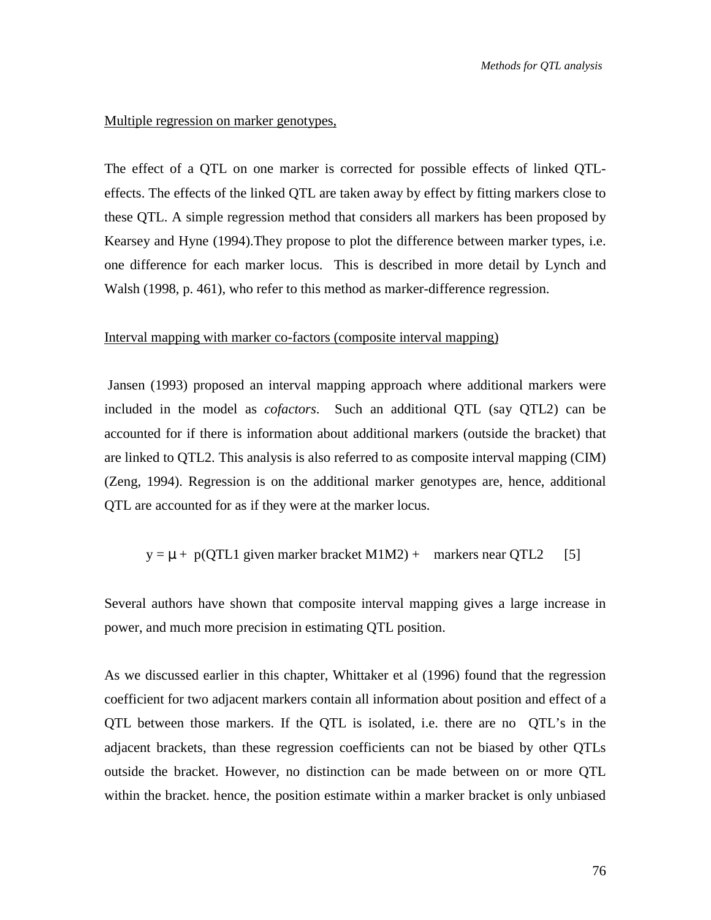Multiple regression on marker genotypes,

The effect of a QTL on one marker is corrected for possible effects of linked QTL-effects. The effects of the linked QTL are taken away by effect by fitting markers close to these QTL. A simple regression method that considers all markers has been proposed by Kearsey and Hyne (1994).They propose to plot the difference between marker types, i.e. one difference for each marker locus.  This is described in more detail by Lynch and Walsh (1998, p. 461), who refer to this method as marker-difference regression.

Interval mapping with marker co-factors (composite interval mapping)

Jansen (1993) proposed an interval mapping approach where additional markers were included in the model as *cofactors*.  Such an additional QTL (say QTL2) can be accounted for if there is information about additional markers (outside the bracket) that are linked to QTL2. This analysis is also referred to as composite interval mapping (CIM) (Zeng, 1994). Regression is on the additional marker genotypes are, hence, additional QTL are accounted for as if they were at the marker locus.

$$y = \mu + \text{p(QTL1 given marker bracket M1M2)} + \text{markers near QTL2} \qquad [5]$$

Several authors have shown that composite interval mapping gives a large increase in power, and much more precision in estimating QTL position.

As we discussed earlier in this chapter, Whittaker et al (1996) found that the regression coefficient for two adjacent markers contain all information about position and effect of a QTL between those markers. If the QTL is isolated, i.e. there are no  QTL's in the adjacent brackets, than these regression coefficients can not be biased by other QTLs outside the bracket. However, no distinction can be made between on or more QTL within the bracket. hence, the position estimate within a marker bracket is only unbiased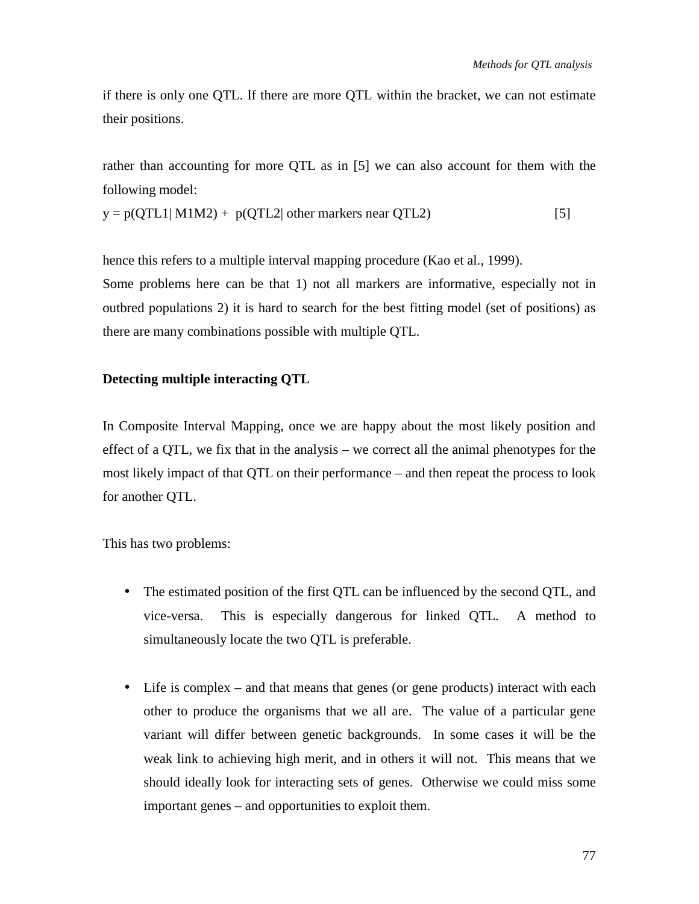if there is only one QTL. If there are more QTL within the bracket, we can not estimate their positions.

rather than accounting for more QTL as in [5] we can also account for them with the following model:

y = p(QTL1| M1M2) + p(QTL2| other markers near QTL2) [5]

hence this refers to a multiple interval mapping procedure (Kao et al., 1999).

Some problems here can be that 1) not all markers are informative, especially not in outbred populations 2) it is hard to search for the best fitting model (set of positions) as there are many combinations possible with multiple QTL.

**Detecting multiple interacting QTL**

In Composite Interval Mapping, once we are happy about the most likely position and effect of a QTL, we fix that in the analysis – we correct all the animal phenotypes for the most likely impact of that QTL on their performance – and then repeat the process to look for another QTL.

This has two problems:

- The estimated position of the first QTL can be influenced by the second QTL, and vice-versa. This is especially dangerous for linked QTL. A method to simultaneously locate the two QTL is preferable.

- Life is complex – and that means that genes (or gene products) interact with each other to produce the organisms that we all are. The value of a particular gene variant will differ between genetic backgrounds. In some cases it will be the weak link to achieving high merit, and in others it will not. This means that we should ideally look for interacting sets of genes. Otherwise we could miss some important genes – and opportunities to exploit them.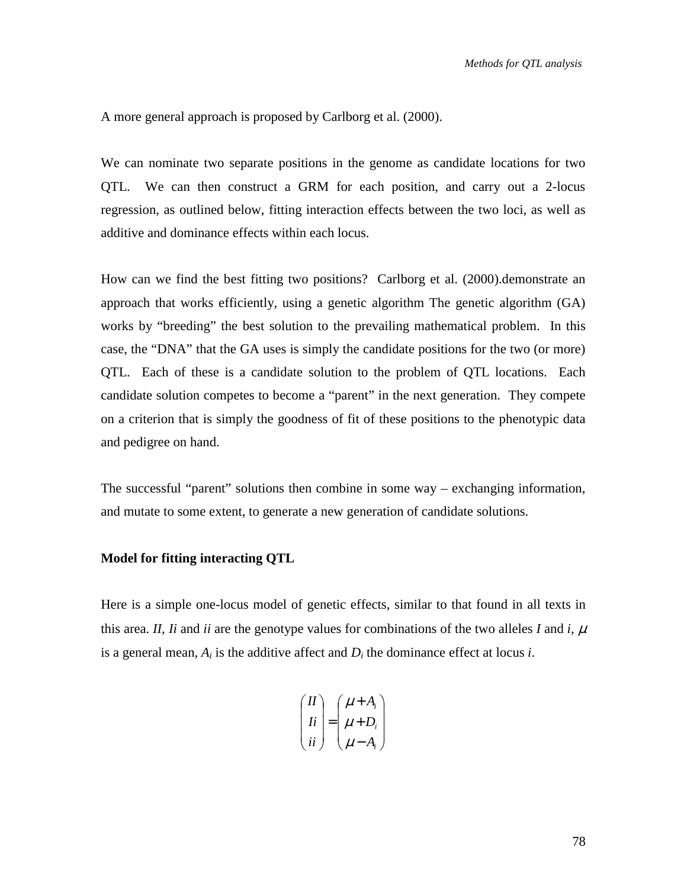A more general approach is proposed by Carlborg et al. (2000).

We can nominate two separate positions in the genome as candidate locations for two QTL. We can then construct a GRM for each position, and carry out a 2-locus regression, as outlined below, fitting interaction effects between the two loci, as well as additive and dominance effects within each locus.

How can we find the best fitting two positions? Carlborg et al. (2000).demonstrate an approach that works efficiently, using a genetic algorithm The genetic algorithm (GA) works by "breeding" the best solution to the prevailing mathematical problem. In this case, the "DNA" that the GA uses is simply the candidate positions for the two (or more) QTL. Each of these is a candidate solution to the problem of QTL locations. Each candidate solution competes to become a "parent" in the next generation. They compete on a criterion that is simply the goodness of fit of these positions to the phenotypic data and pedigree on hand.

The successful "parent" solutions then combine in some way – exchanging information, and mutate to some extent, to generate a new generation of candidate solutions.

**Model for fitting interacting QTL**

Here is a simple one-locus model of genetic effects, similar to that found in all texts in this area. *II*, *Ii* and *ii* are the genotype values for combinations of the two alleles *I* and *i*, $\mu$ is a general mean, $A_i$ is the additive affect and $D_i$ the dominance effect at locus *i*.

$$\begin{pmatrix} II \\ Ii \\ ii \end{pmatrix} = \begin{pmatrix} \mu + A_i \\ \mu + D_i \\ \mu - A_i \end{pmatrix}$$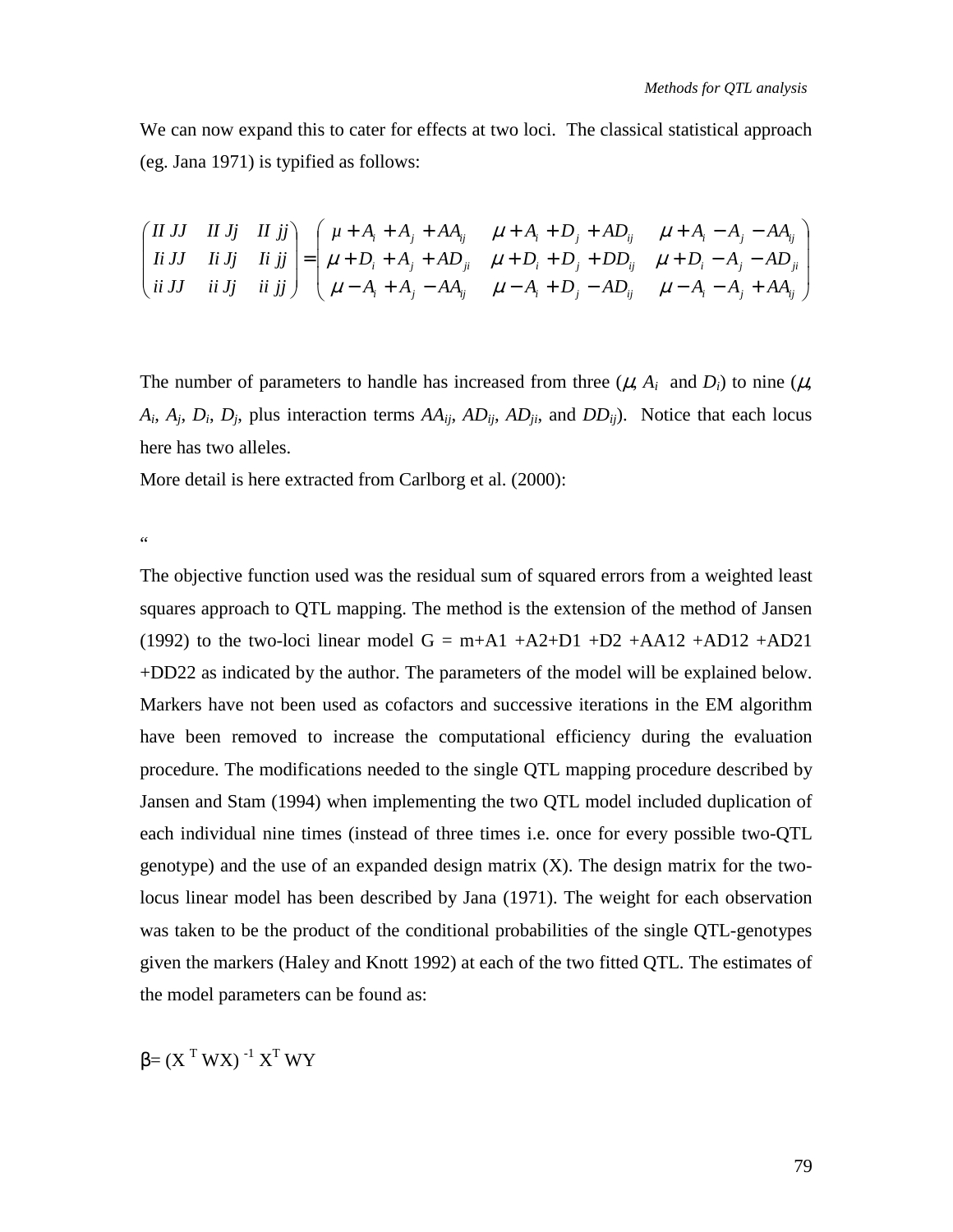We can now expand this to cater for effects at two loci. The classical statistical approach (eg. Jana 1971) is typified as follows:

$$\begin{pmatrix} II\,JJ & II\,Jj & II\,jj \\ Ii\,JJ & Ii\,Jj & Ii\,jj \\ ii\,JJ & ii\,Jj & ii\,jj \end{pmatrix} = \begin{pmatrix} \mu + A_i + A_j + AA_{ij} & \mu + A_i + D_j + AD_{ij} & \mu + A_i - A_j - AA_{ij} \\ \mu + D_i + A_j + AD_{ji} & \mu + D_i + D_j + DD_{ij} & \mu + D_i - A_j - AD_{ji} \\ \mu - A_i + A_j - AA_{ij} & \mu - A_i + D_j - AD_{ij} & \mu - A_i - A_j + AA_{ij} \end{pmatrix}$$

The number of parameters to handle has increased from three ($\mu$, $A_i$ and $D_i$) to nine ($\mu$, $A_i$, $A_j$, $D_i$, $D_j$, plus interaction terms $AA_{ij}$, $AD_{ij}$, $AD_{ji}$, and $DD_{ij}$). Notice that each locus here has two alleles.

More detail is here extracted from Carlborg et al. (2000):

"

The objective function used was the residual sum of squared errors from a weighted least squares approach to QTL mapping. The method is the extension of the method of Jansen (1992) to the two-loci linear model G = m+A1 +A2+D1 +D2 +AA12 +AD12 +AD21 +DD22 as indicated by the author. The parameters of the model will be explained below. Markers have not been used as cofactors and successive iterations in the EM algorithm have been removed to increase the computational efficiency during the evaluation procedure. The modifications needed to the single QTL mapping procedure described by Jansen and Stam (1994) when implementing the two QTL model included duplication of each individual nine times (instead of three times i.e. once for every possible two-QTL genotype) and the use of an expanded design matrix (X). The design matrix for the two-locus linear model has been described by Jana (1971). The weight for each observation was taken to be the product of the conditional probabilities of the single QTL-genotypes given the markers (Haley and Knott 1992) at each of the two fitted QTL. The estimates of the model parameters can be found as:

$$\beta = (X^T WX)^{-1} X^T WY$$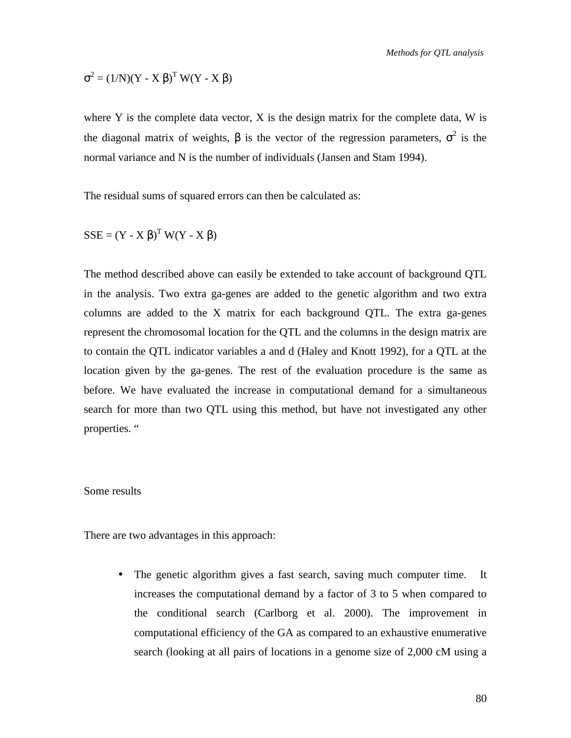$$\sigma^2 = (1/N)(Y - X\beta)^T W(Y - X\beta)$$

where Y is the complete data vector, X is the design matrix for the complete data, W is the diagonal matrix of weights, $\beta$ is the vector of the regression parameters, $\sigma^2$ is the normal variance and N is the number of individuals (Jansen and Stam 1994).

The residual sums of squared errors can then be calculated as:

$$SSE = (Y - X\beta)^T W(Y - X\beta)$$

The method described above can easily be extended to take account of background QTL in the analysis. Two extra ga-genes are added to the genetic algorithm and two extra columns are added to the X matrix for each background QTL. The extra ga-genes represent the chromosomal location for the QTL and the columns in the design matrix are to contain the QTL indicator variables a and d (Haley and Knott 1992), for a QTL at the location given by the ga-genes. The rest of the evaluation procedure is the same as before. We have evaluated the increase in computational demand for a simultaneous search for more than two QTL using this method, but have not investigated any other properties. "

Some results

There are two advantages in this approach:

- The genetic algorithm gives a fast search, saving much computer time. It increases the computational demand by a factor of 3 to 5 when compared to the conditional search (Carlborg et al. 2000). The improvement in computational efficiency of the GA as compared to an exhaustive enumerative search (looking at all pairs of locations in a genome size of 2,000 cM using a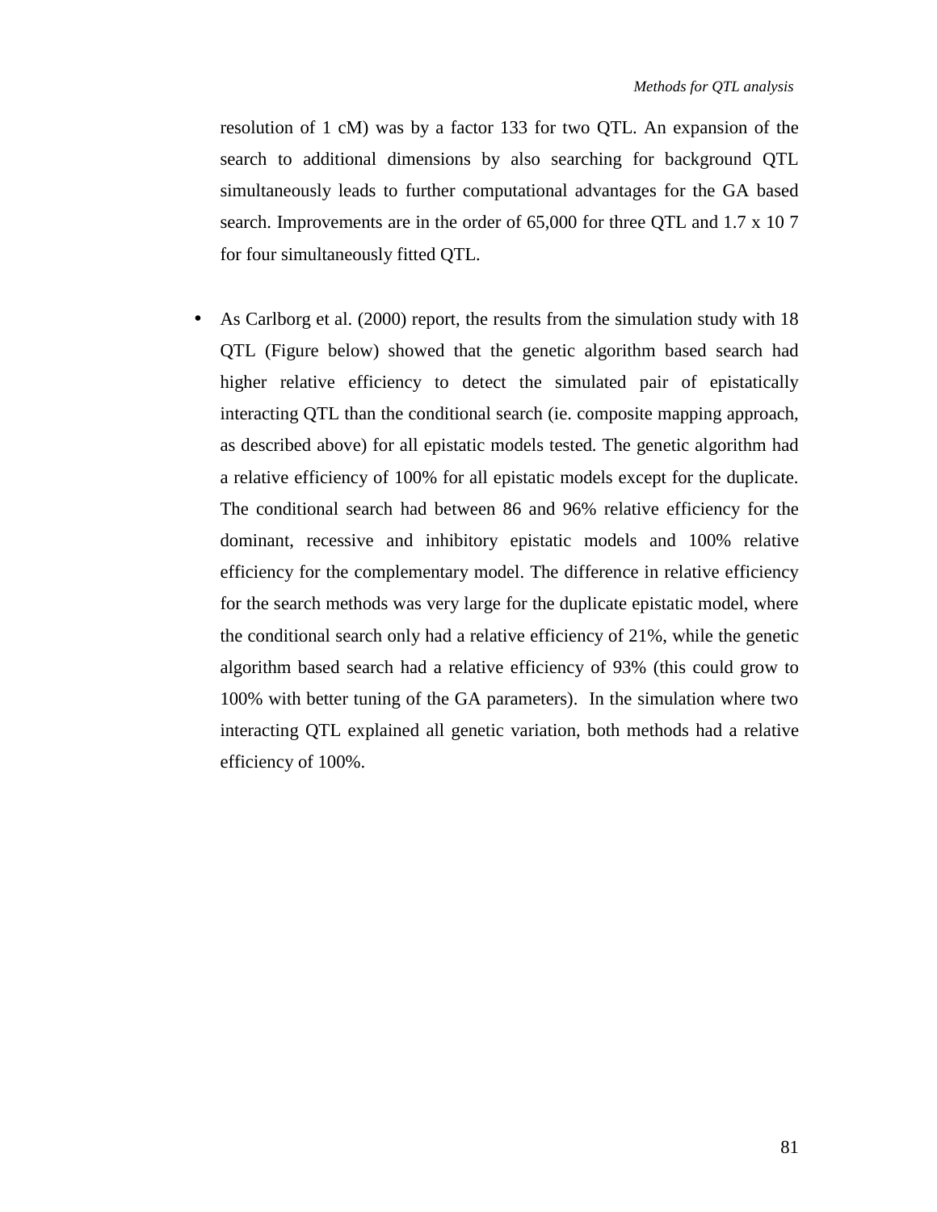resolution of 1 cM) was by a factor 133 for two QTL. An expansion of the search to additional dimensions by also searching for background QTL simultaneously leads to further computational advantages for the GA based search. Improvements are in the order of 65,000 for three QTL and $1.7 \times 10^7$ for four simultaneously fitted QTL.

- As Carlborg et al. (2000) report, the results from the simulation study with 18 QTL (Figure below) showed that the genetic algorithm based search had higher relative efficiency to detect the simulated pair of epistatically interacting QTL than the conditional search (ie. composite mapping approach, as described above) for all epistatic models tested. The genetic algorithm had a relative efficiency of 100% for all epistatic models except for the duplicate. The conditional search had between 86 and 96% relative efficiency for the dominant, recessive and inhibitory epistatic models and 100% relative efficiency for the complementary model. The difference in relative efficiency for the search methods was very large for the duplicate epistatic model, where the conditional search only had a relative efficiency of 21%, while the genetic algorithm based search had a relative efficiency of 93% (this could grow to 100% with better tuning of the GA parameters). In the simulation where two interacting QTL explained all genetic variation, both methods had a relative efficiency of 100%.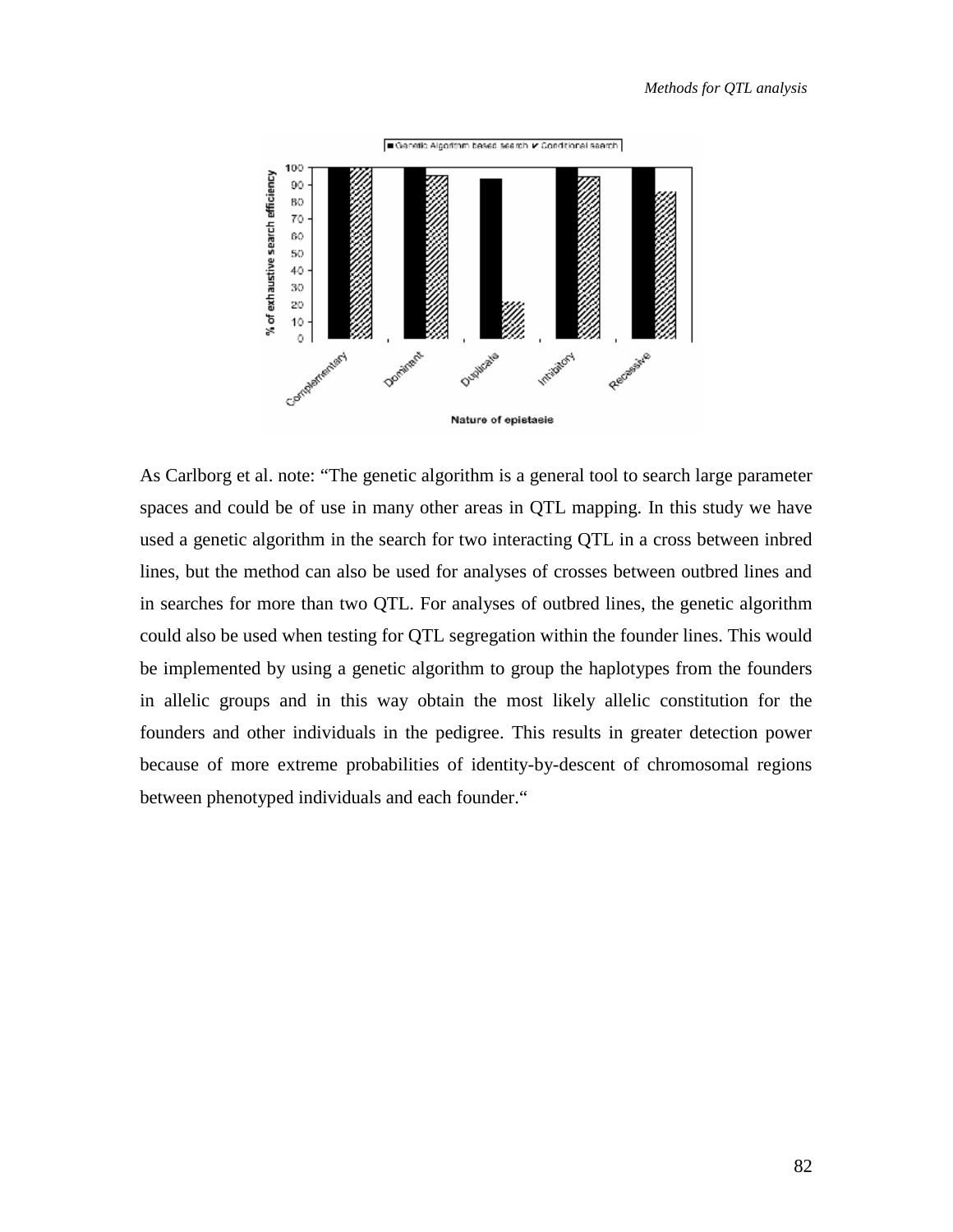As Carlborg et al. note: "The genetic algorithm is a general tool to search large parameter spaces and could be of use in many other areas in QTL mapping. In this study we have used a genetic algorithm in the search for two interacting QTL in a cross between inbred lines, but the method can also be used for analyses of crosses between outbred lines and in searches for more than two QTL. For analyses of outbred lines, the genetic algorithm could also be used when testing for QTL segregation within the founder lines. This would be implemented by using a genetic algorithm to group the haplotypes from the founders in allelic groups and in this way obtain the most likely allelic constitution for the founders and other individuals in the pedigree. This results in greater detection power because of more extreme probabilities of identity-by-descent of chromosomal regions between phenotyped individuals and each founder."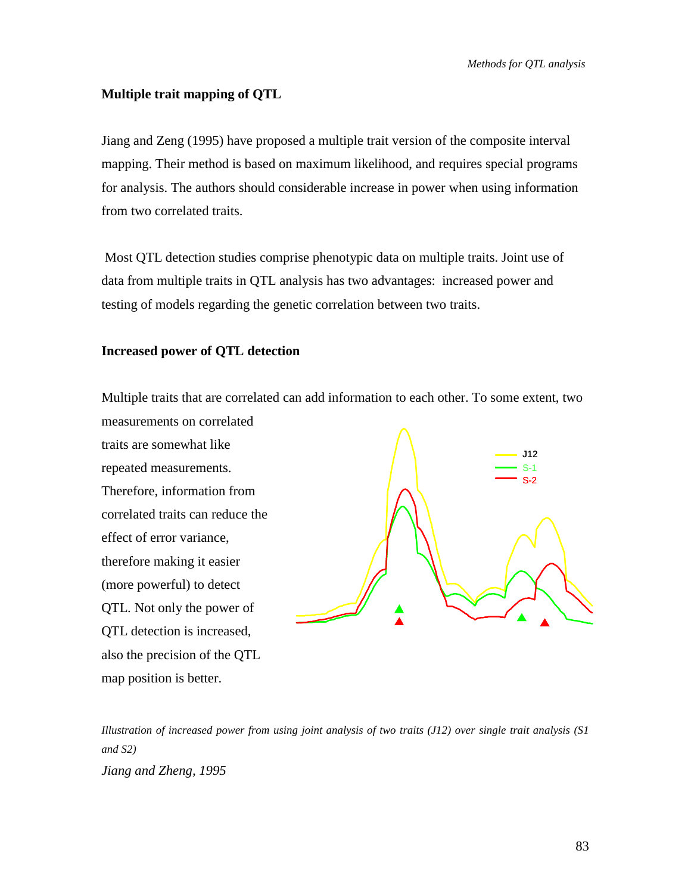## Multiple trait mapping of QTL

Jiang and Zeng (1995) have proposed a multiple trait version of the composite interval mapping. Their method is based on maximum likelihood, and requires special programs for analysis. The authors should considerable increase in power when using information from two correlated traits.

Most QTL detection studies comprise phenotypic data on multiple traits. Joint use of data from multiple traits in QTL analysis has two advantages: increased power and testing of models regarding the genetic correlation between two traits.

### Increased power of QTL detection

Multiple traits that are correlated can add information to each other. To some extent, two measurements on correlated traits are somewhat like repeated measurements. Therefore, information from correlated traits can reduce the effect of error variance, therefore making it easier (more powerful) to detect QTL. Not only the power of QTL detection is increased, also the precision of the QTL map position is better.

*Illustration of increased power from using joint analysis of two traits (J12) over single trait analysis (S1 and S2)*

*Jiang and Zheng, 1995*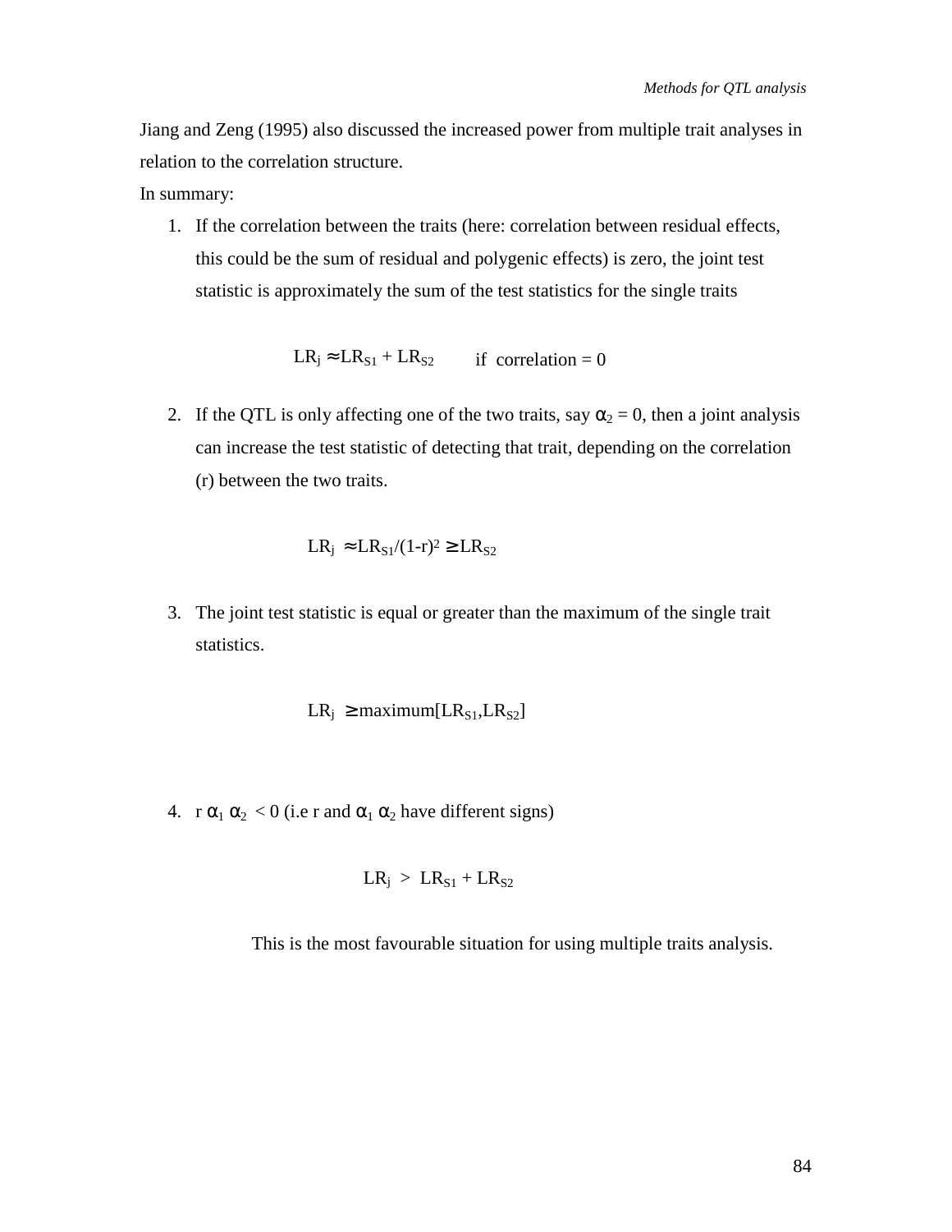Jiang and Zeng (1995) also discussed the increased power from multiple trait analyses in relation to the correlation structure.

In summary:

1. If the correlation between the traits (here: correlation between residual effects, this could be the sum of residual and polygenic effects) is zero, the joint test statistic is approximately the sum of the test statistics for the single traits

$$LR_j \approx LR_{S1} + LR_{S2} \quad \text{if correlation} = 0$$

2. If the QTL is only affecting one of the two traits, say $\alpha_2 = 0$, then a joint analysis can increase the test statistic of detecting that trait, depending on the correlation (r) between the two traits.

$$LR_j \approx LR_{S1}/(1-r)^2 \geq LR_{S2}$$

3. The joint test statistic is equal or greater than the maximum of the single trait statistics.

$$LR_j \geq \text{maximum}[LR_{S1}, LR_{S2}]$$

4. $r\,\alpha_1\,\alpha_2 < 0$ (i.e r and $\alpha_1\,\alpha_2$ have different signs)

$$LR_j > LR_{S1} + LR_{S2}$$

This is the most favourable situation for using multiple traits analysis.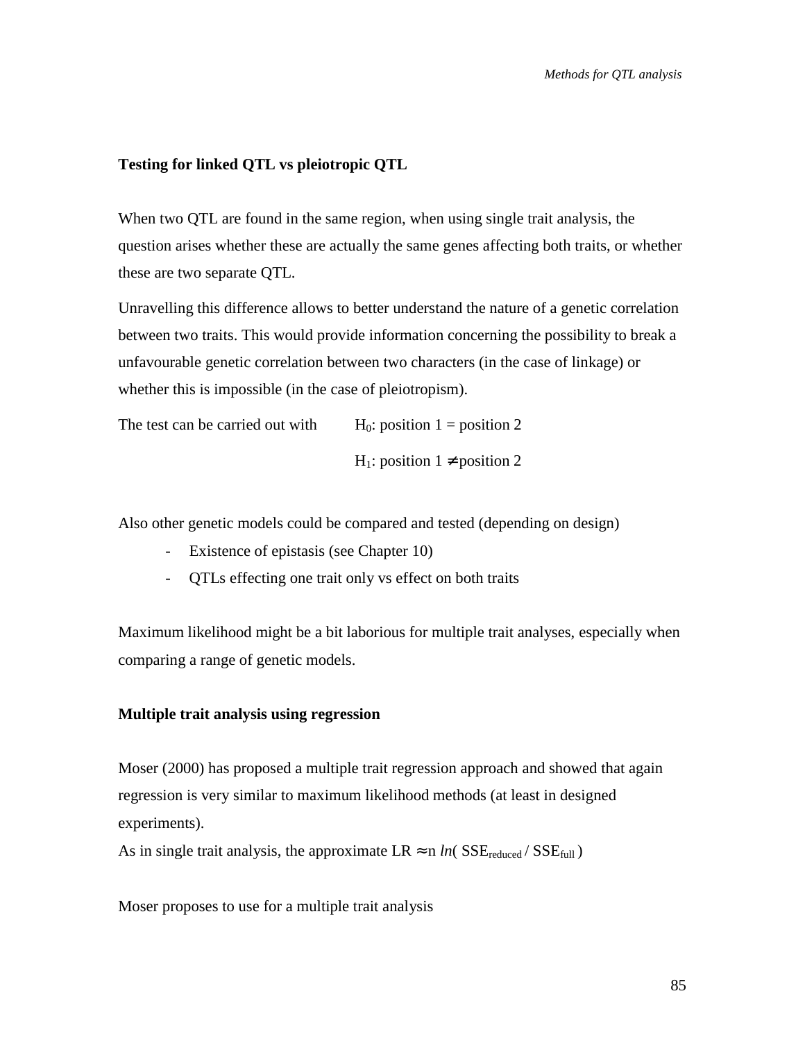**Testing for linked QTL vs pleiotropic QTL**

When two QTL are found in the same region, when using single trait analysis, the question arises whether these are actually the same genes affecting both traits, or whether these are two separate QTL.

Unravelling this difference allows to better understand the nature of a genetic correlation between two traits. This would provide information concerning the possibility to break a unfavourable genetic correlation between two characters (in the case of linkage) or whether this is impossible (in the case of pleiotropism).

The test can be carried out with $H_0$: position 1 = position 2

$H_1$: position 1 $\neq$ position 2

Also other genetic models could be compared and tested (depending on design)

- Existence of epistasis (see Chapter 10)
- QTLs effecting one trait only vs effect on both traits

Maximum likelihood might be a bit laborious for multiple trait analyses, especially when comparing a range of genetic models.

**Multiple trait analysis using regression**

Moser (2000) has proposed a multiple trait regression approach and showed that again regression is very similar to maximum likelihood methods (at least in designed experiments).
As in single trait analysis, the approximate LR $\approx$ n $ln( SSE_{reduced} / SSE_{full} )$

Moser proposes to use for a multiple trait analysis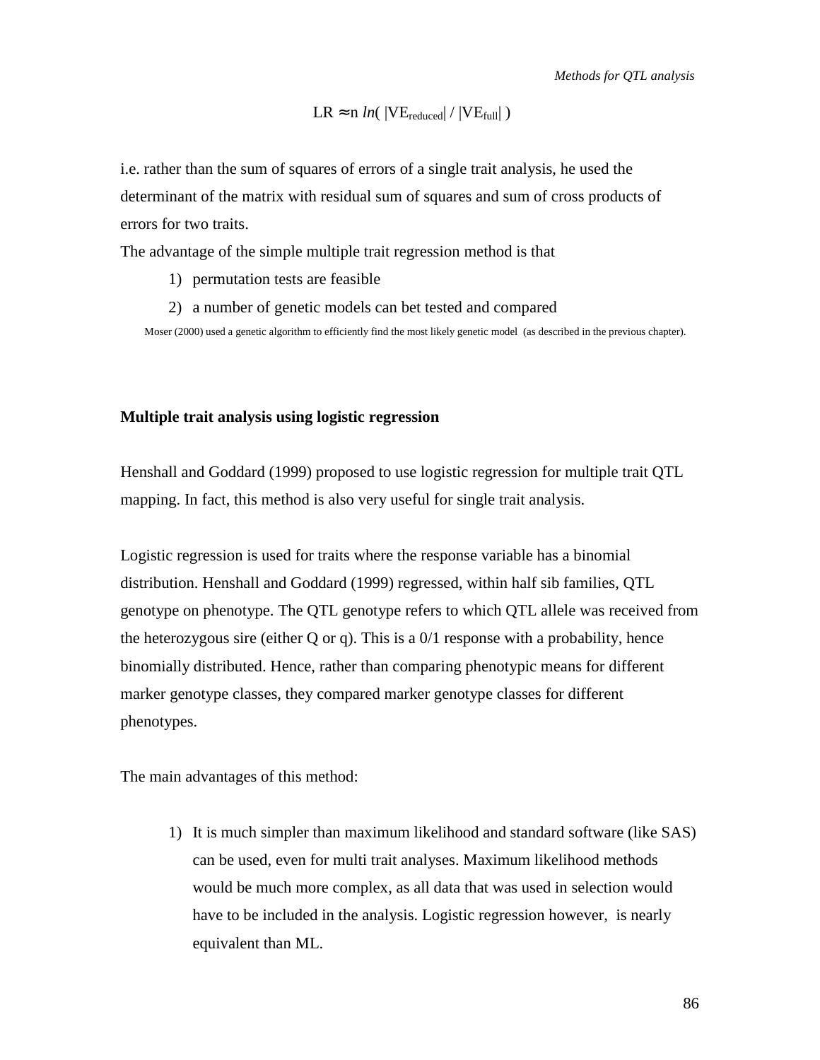$$LR \approx n\ ln( |VE_{reduced}| / |VE_{full}| )$$

i.e. rather than the sum of squares of errors of a single trait analysis, he used the determinant of the matrix with residual sum of squares and sum of cross products of errors for two traits.

The advantage of the simple multiple trait regression method is that

1) permutation tests are feasible
2) a number of genetic models can bet tested and compared

Moser (2000) used a genetic algorithm to efficiently find the most likely genetic model (as described in the previous chapter).

**Multiple trait analysis using logistic regression**

Henshall and Goddard (1999) proposed to use logistic regression for multiple trait QTL mapping. In fact, this method is also very useful for single trait analysis.

Logistic regression is used for traits where the response variable has a binomial distribution. Henshall and Goddard (1999) regressed, within half sib families, QTL genotype on phenotype. The QTL genotype refers to which QTL allele was received from the heterozygous sire (either Q or q). This is a 0/1 response with a probability, hence binomially distributed. Hence, rather than comparing phenotypic means for different marker genotype classes, they compared marker genotype classes for different phenotypes.

The main advantages of this method:

1) It is much simpler than maximum likelihood and standard software (like SAS) can be used, even for multi trait analyses. Maximum likelihood methods would be much more complex, as all data that was used in selection would have to be included in the analysis. Logistic regression however, is nearly equivalent than ML.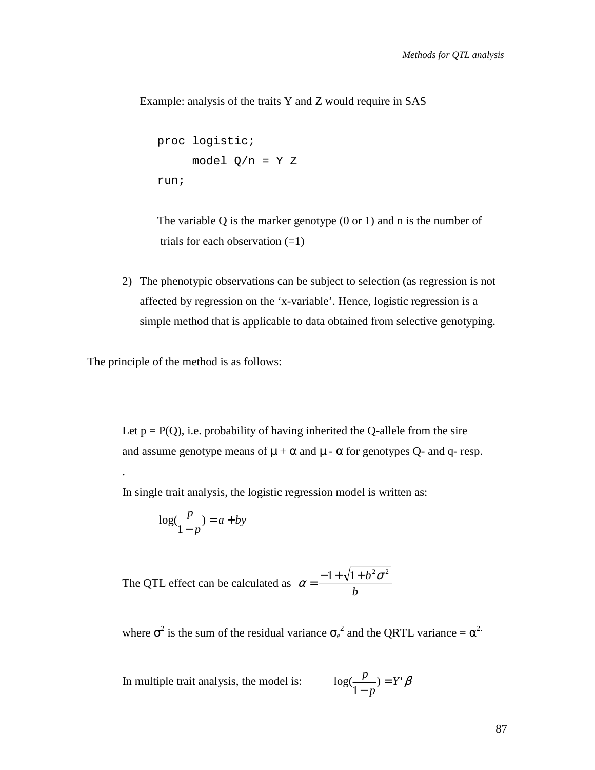Example: analysis of the traits Y and Z would require in SAS

```
proc logistic;
     model Q/n = Y Z
run;
```

The variable Q is the marker genotype (0 or 1) and n is the number of trials for each observation (=1)

2) The phenotypic observations can be subject to selection (as regression is not affected by regression on the 'x-variable'. Hence, logistic regression is a simple method that is applicable to data obtained from selective genotyping.

The principle of the method is as follows:

Let p = P(Q), i.e. probability of having inherited the Q-allele from the sire and assume genotype means of $\mu + \alpha$ and $\mu - \alpha$ for genotypes Q- and q- resp.

.

In single trait analysis, the logistic regression model is written as:

$$\log(\frac{p}{1-p}) = a + by$$

The QTL effect can be calculated as $\alpha = \frac{-1+\sqrt{1+b^2\sigma^2}}{b}$

where $\sigma^2$ is the sum of the residual variance $\sigma_e^2$ and the QRTL variance = $\alpha^2$.

In multiple trait analysis, the model is: $\log(\frac{p}{1-p}) = Y'\beta$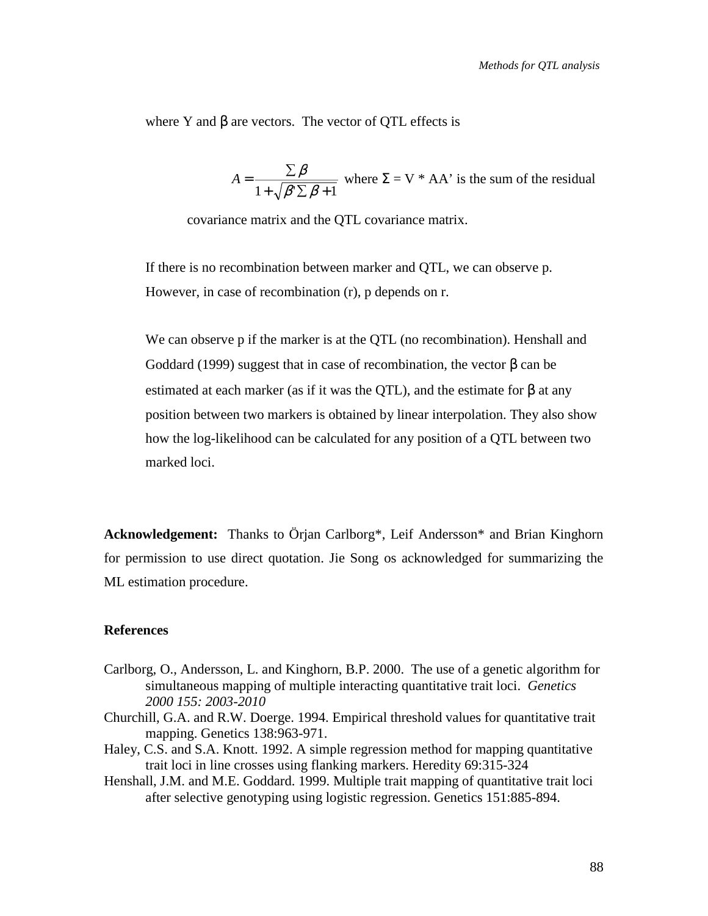where Y and β are vectors. The vector of QTL effects is

$$A = \frac{\Sigma \beta}{1 + \sqrt{\beta' \Sigma \beta + 1}}$$ where Σ = V * AA' is the sum of the residual

covariance matrix and the QTL covariance matrix.

If there is no recombination between marker and QTL, we can observe p. However, in case of recombination (r), p depends on r.

We can observe p if the marker is at the QTL (no recombination). Henshall and Goddard (1999) suggest that in case of recombination, the vector β can be estimated at each marker (as if it was the QTL), and the estimate for β at any position between two markers is obtained by linear interpolation. They also show how the log-likelihood can be calculated for any position of a QTL between two marked loci.

**Acknowledgement:** Thanks to Örjan Carlborg*, Leif Andersson* and Brian Kinghorn for permission to use direct quotation. Jie Song os acknowledged for summarizing the ML estimation procedure.

### References

Carlborg, O., Andersson, L. and Kinghorn, B.P. 2000. The use of a genetic algorithm for simultaneous mapping of multiple interacting quantitative trait loci. *Genetics 2000 155: 2003-2010*

Churchill, G.A. and R.W. Doerge. 1994. Empirical threshold values for quantitative trait mapping. Genetics 138:963-971.

Haley, C.S. and S.A. Knott. 1992. A simple regression method for mapping quantitative trait loci in line crosses using flanking markers. Heredity 69:315-324

Henshall, J.M. and M.E. Goddard. 1999. Multiple trait mapping of quantitative trait loci after selective genotyping using logistic regression. Genetics 151:885-894.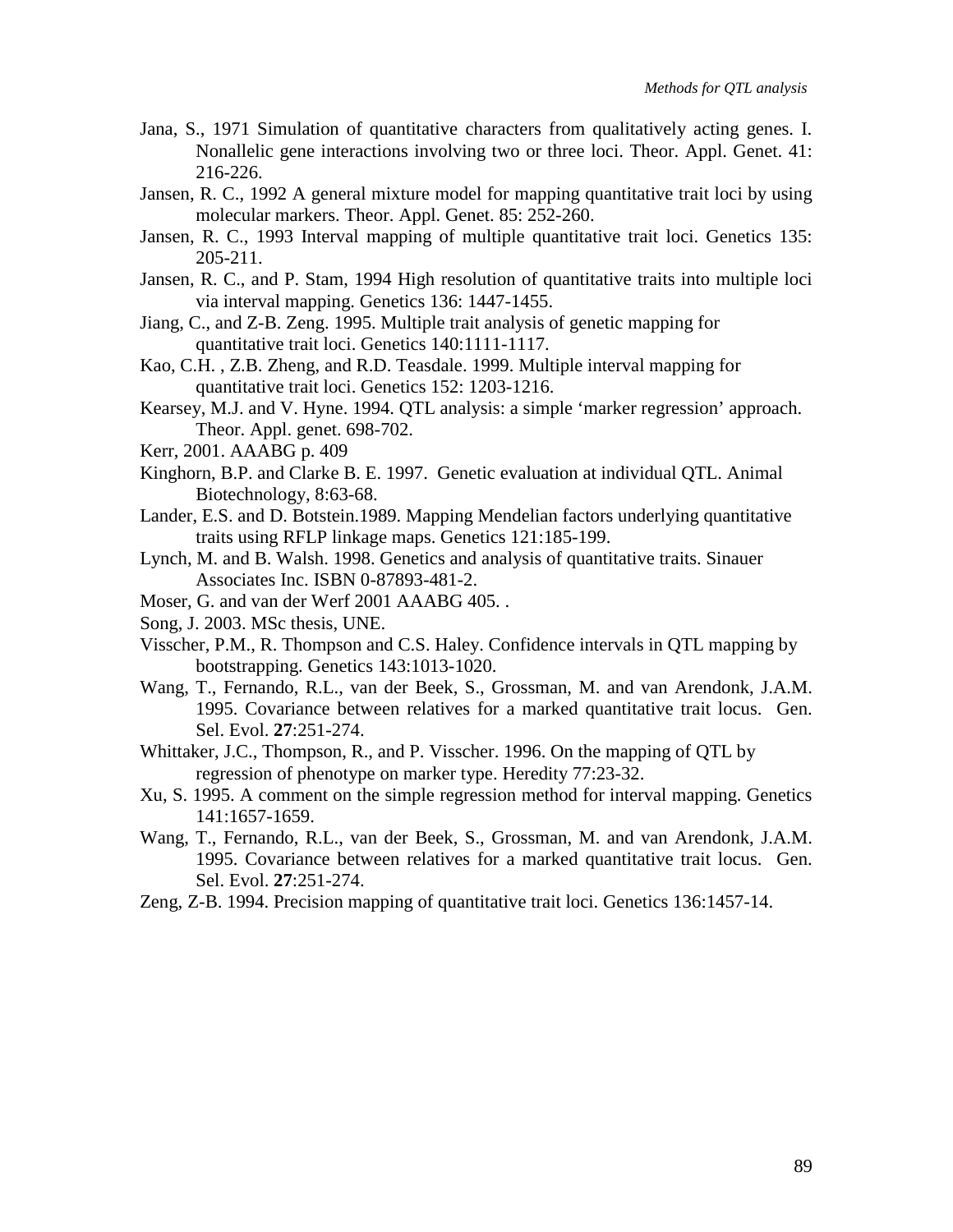Jana, S., 1971 Simulation of quantitative characters from qualitatively acting genes. I. Nonallelic gene interactions involving two or three loci. Theor. Appl. Genet. 41: 216-226.

Jansen, R. C., 1992 A general mixture model for mapping quantitative trait loci by using molecular markers. Theor. Appl. Genet. 85: 252-260.

Jansen, R. C., 1993 Interval mapping of multiple quantitative trait loci. Genetics 135: 205-211.

Jansen, R. C., and P. Stam, 1994 High resolution of quantitative traits into multiple loci via interval mapping. Genetics 136: 1447-1455.

Jiang, C., and Z-B. Zeng. 1995. Multiple trait analysis of genetic mapping for quantitative trait loci. Genetics 140:1111-1117.

Kao, C.H. , Z.B. Zheng, and R.D. Teasdale. 1999. Multiple interval mapping for quantitative trait loci. Genetics 152: 1203-1216.

Kearsey, M.J. and V. Hyne. 1994. QTL analysis: a simple 'marker regression' approach. Theor. Appl. genet. 698-702.

Kerr, 2001. AAABG p. 409

Kinghorn, B.P. and Clarke B. E. 1997. Genetic evaluation at individual QTL. Animal Biotechnology, 8:63-68.

Lander, E.S. and D. Botstein.1989. Mapping Mendelian factors underlying quantitative traits using RFLP linkage maps. Genetics 121:185-199.

Lynch, M. and B. Walsh. 1998. Genetics and analysis of quantitative traits. Sinauer Associates Inc. ISBN 0-87893-481-2.

Moser, G. and van der Werf 2001 AAABG 405. .

Song, J. 2003. MSc thesis, UNE.

Visscher, P.M., R. Thompson and C.S. Haley. Confidence intervals in QTL mapping by bootstrapping. Genetics 143:1013-1020.

Wang, T., Fernando, R.L., van der Beek, S., Grossman, M. and van Arendonk, J.A.M. 1995. Covariance between relatives for a marked quantitative trait locus. Gen. Sel. Evol. **27**:251-274.

Whittaker, J.C., Thompson, R., and P. Visscher. 1996. On the mapping of QTL by regression of phenotype on marker type. Heredity 77:23-32.

Xu, S. 1995. A comment on the simple regression method for interval mapping. Genetics 141:1657-1659.

Wang, T., Fernando, R.L., van der Beek, S., Grossman, M. and van Arendonk, J.A.M. 1995. Covariance between relatives for a marked quantitative trait locus. Gen. Sel. Evol. **27**:251-274.

Zeng, Z-B. 1994. Precision mapping of quantitative trait loci. Genetics 136:1457-14.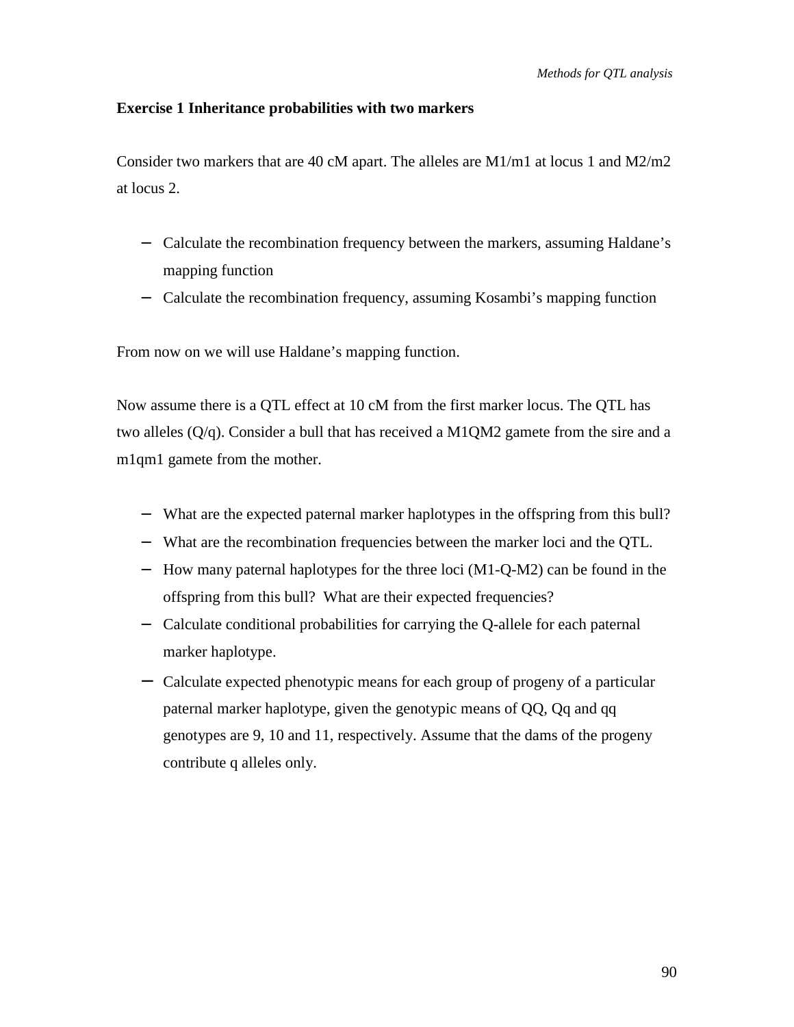### Exercise 1 Inheritance probabilities with two markers

Consider two markers that are 40 cM apart. The alleles are M1/m1 at locus 1 and M2/m2 at locus 2.

- Calculate the recombination frequency between the markers, assuming Haldane's mapping function
- Calculate the recombination frequency, assuming Kosambi's mapping function

From now on we will use Haldane's mapping function.

Now assume there is a QTL effect at 10 cM from the first marker locus. The QTL has two alleles (Q/q). Consider a bull that has received a M1QM2 gamete from the sire and a m1qm1 gamete from the mother.

- What are the expected paternal marker haplotypes in the offspring from this bull?
- What are the recombination frequencies between the marker loci and the QTL.
- How many paternal haplotypes for the three loci (M1-Q-M2) can be found in the offspring from this bull? What are their expected frequencies?
- Calculate conditional probabilities for carrying the Q-allele for each paternal marker haplotype.
- Calculate expected phenotypic means for each group of progeny of a particular paternal marker haplotype, given the genotypic means of QQ, Qq and qq genotypes are 9, 10 and 11, respectively. Assume that the dams of the progeny contribute q alleles only.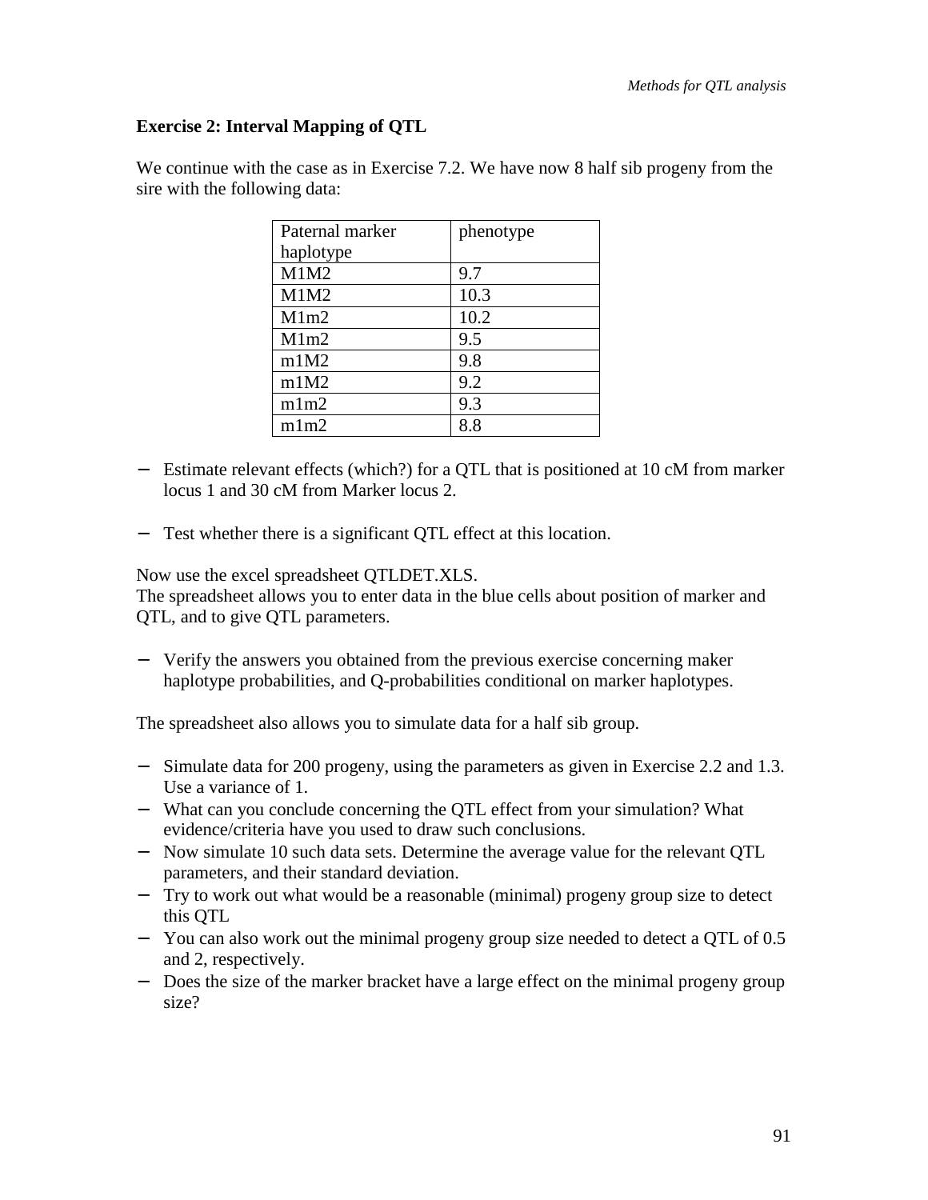### Exercise 2: Interval Mapping of QTL

We continue with the case as in Exercise 7.2. We have now 8 half sib progeny from the sire with the following data:

| Paternal marker haplotype | phenotype |
|---|---|
| M1M2 | 9.7 |
| M1M2 | 10.3 |
| M1m2 | 10.2 |
| M1m2 | 9.5 |
| m1M2 | 9.8 |
| m1M2 | 9.2 |
| m1m2 | 9.3 |
| m1m2 | 8.8 |

- Estimate relevant effects (which?) for a QTL that is positioned at 10 cM from marker locus 1 and 30 cM from Marker locus 2.
- Test whether there is a significant QTL effect at this location.

Now use the excel spreadsheet QTLDET.XLS.
The spreadsheet allows you to enter data in the blue cells about position of marker and QTL, and to give QTL parameters.

- Verify the answers you obtained from the previous exercise concerning maker haplotype probabilities, and Q-probabilities conditional on marker haplotypes.

The spreadsheet also allows you to simulate data for a half sib group.

- Simulate data for 200 progeny, using the parameters as given in Exercise 2.2 and 1.3. Use a variance of 1.
- What can you conclude concerning the QTL effect from your simulation? What evidence/criteria have you used to draw such conclusions.
- Now simulate 10 such data sets. Determine the average value for the relevant QTL parameters, and their standard deviation.
- Try to work out what would be a reasonable (minimal) progeny group size to detect this QTL
- You can also work out the minimal progeny group size needed to detect a QTL of 0.5 and 2, respectively.
- Does the size of the marker bracket have a large effect on the minimal progeny group size?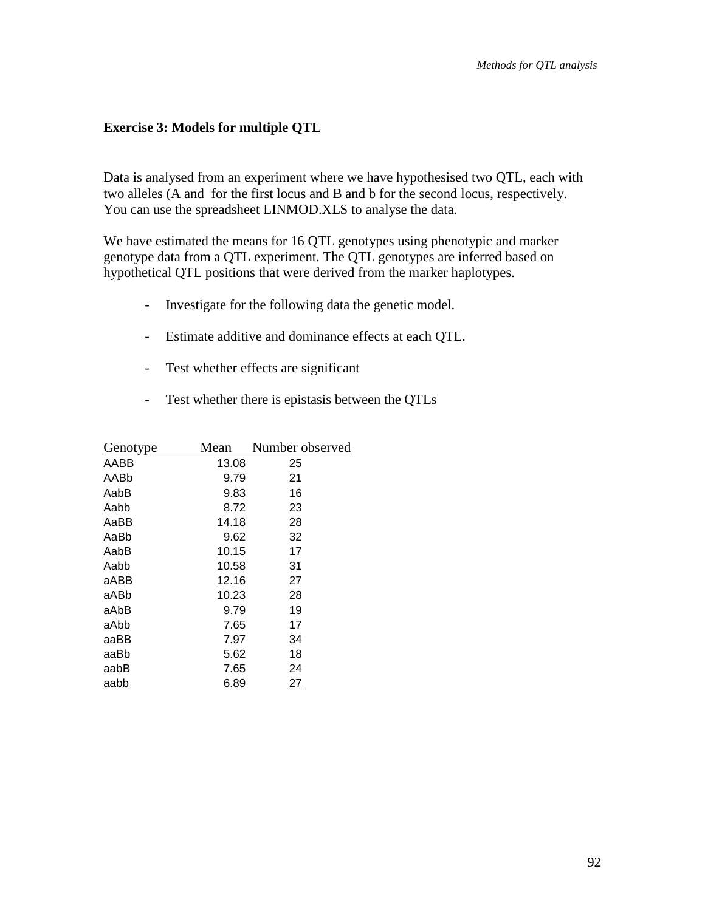### Exercise 3: Models for multiple QTL

Data is analysed from an experiment where we have hypothesised two QTL, each with two alleles (A and  for the first locus and B and b for the second locus, respectively. You can use the spreadsheet LINMOD.XLS to analyse the data.

We have estimated the means for 16 QTL genotypes using phenotypic and marker genotype data from a QTL experiment. The QTL genotypes are inferred based on hypothetical QTL positions that were derived from the marker haplotypes.

- Investigate for the following data the genetic model.
- Estimate additive and dominance effects at each QTL.
- Test whether effects are significant
- Test whether there is epistasis between the QTLs

| Genotype | Mean | Number observed |
|---|---|---|
| AABB | 13.08 | 25 |
| AABb | 9.79 | 21 |
| AabB | 9.83 | 16 |
| Aabb | 8.72 | 23 |
| AaBB | 14.18 | 28 |
| AaBb | 9.62 | 32 |
| AabB | 10.15 | 17 |
| Aabb | 10.58 | 31 |
| aABB | 12.16 | 27 |
| aABb | 10.23 | 28 |
| aAbB | 9.79 | 19 |
| aAbb | 7.65 | 17 |
| aaBB | 7.97 | 34 |
| aaBb | 5.62 | 18 |
| aabB | 7.65 | 24 |
| aabb | 6.89 | 27 |